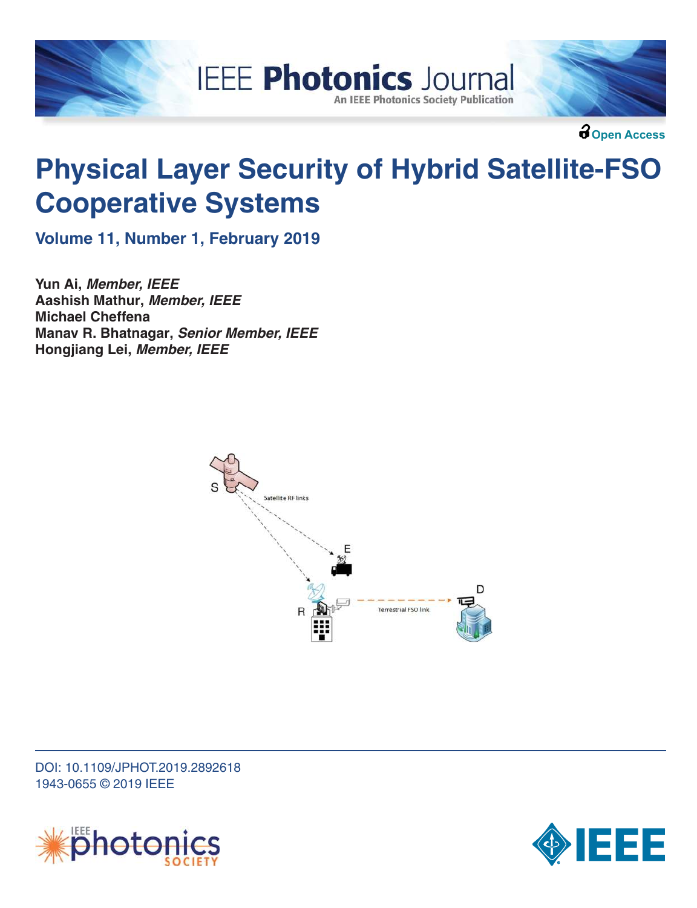Open Access

# Physical Layer Security of Hybrid Satellite-FSO Cooperative Systems

**Volume 11, Number 1, February 2019**

**Yun Ai,** ***Member, IEEE***
**Aashish Mathur,** ***Member, IEEE***
**Michael Cheffena**
**Manav R. Bhatnagar,** ***Senior Member, IEEE***
**Hongjiang Lei,** ***Member, IEEE***

DOI: 10.1109/JPHOT.2019.2892618
1943-0655 © 2019 IEEE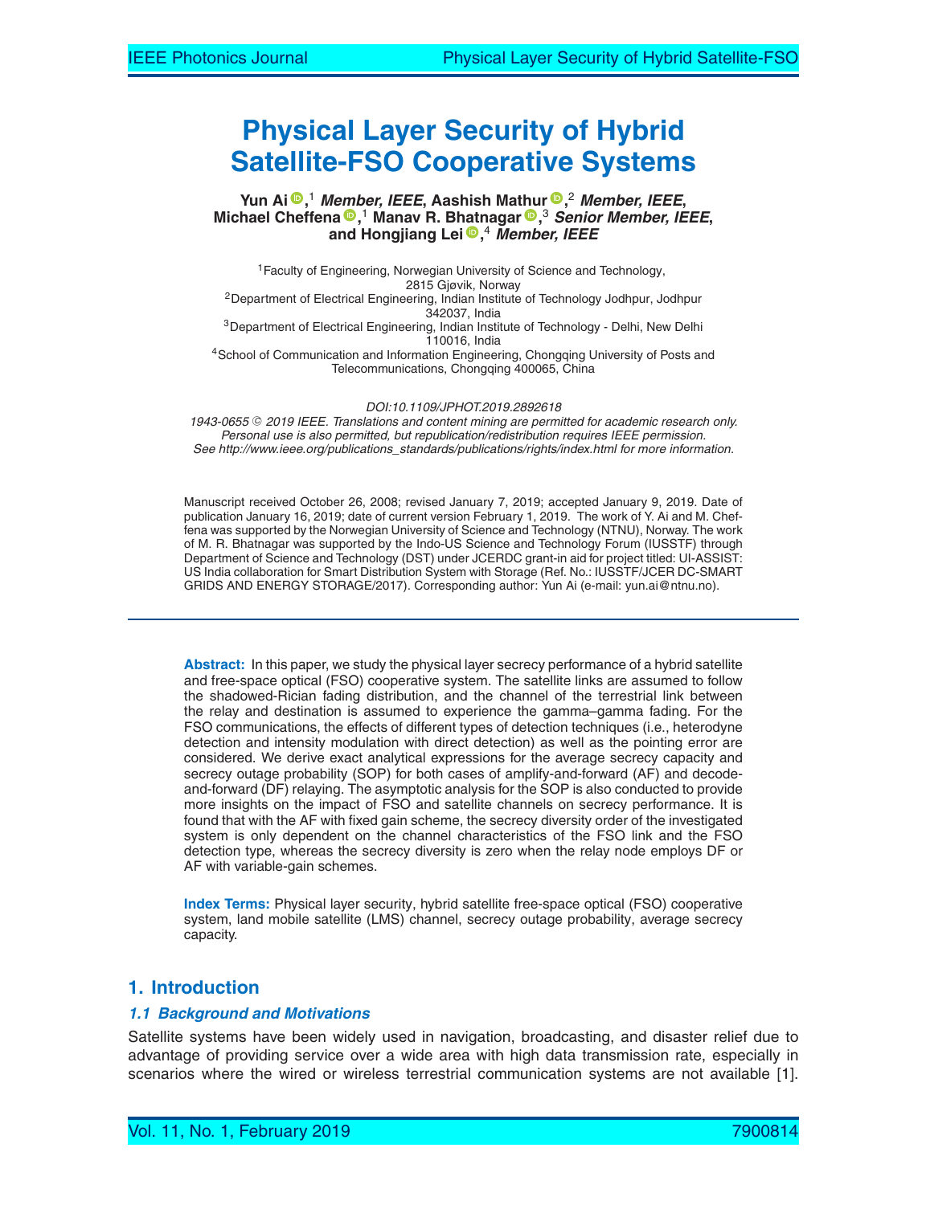# Physical Layer Security of Hybrid Satellite-FSO Cooperative Systems

**Yun Ai**,[1] *Member, IEEE*, **Aashish Mathur**,[2] *Member, IEEE*, **Michael Cheffena**,[1] **Manav R. Bhatnagar**,[3] *Senior Member, IEEE*, **and Hongjiang Lei**,[4] *Member, IEEE*

[1]Faculty of Engineering, Norwegian University of Science and Technology, 2815 Gjøvik, Norway

[2]Department of Electrical Engineering, Indian Institute of Technology Jodhpur, Jodhpur 342037, India

[3]Department of Electrical Engineering, Indian Institute of Technology - Delhi, New Delhi 110016, India

[4]School of Communication and Information Engineering, Chongqing University of Posts and Telecommunications, Chongqing 400065, China

*DOI:10.1109/JPHOT.2019.2892618*

*1943-0655 © 2019 IEEE. Translations and content mining are permitted for academic research only. Personal use is also permitted, but republication/redistribution requires IEEE permission. See http://www.ieee.org/publications_standards/publications/rights/index.html for more information.*

Manuscript received October 26, 2008; revised January 7, 2019; accepted January 9, 2019. Date of publication January 16, 2019; date of current version February 1, 2019. The work of Y. Ai and M. Cheffena was supported by the Norwegian University of Science and Technology (NTNU), Norway. The work of M. R. Bhatnagar was supported by the Indo-US Science and Technology Forum (IUSSTF) through Department of Science and Technology (DST) under JCERDC grant-in aid for project titled: UI-ASSIST: US India collaboration for Smart Distribution System with Storage (Ref. No.: IUSSTF/JCER DC-SMART GRIDS AND ENERGY STORAGE/2017). Corresponding author: Yun Ai (e-mail: yun.ai@ntnu.no).

**Abstract:** In this paper, we study the physical layer secrecy performance of a hybrid satellite and free-space optical (FSO) cooperative system. The satellite links are assumed to follow the shadowed-Rician fading distribution, and the channel of the terrestrial link between the relay and destination is assumed to experience the gamma–gamma fading. For the FSO communications, the effects of different types of detection techniques (i.e., heterodyne detection and intensity modulation with direct detection) as well as the pointing error are considered. We derive exact analytical expressions for the average secrecy capacity and secrecy outage probability (SOP) for both cases of amplify-and-forward (AF) and decode-and-forward (DF) relaying. The asymptotic analysis for the SOP is also conducted to provide more insights on the impact of FSO and satellite channels on secrecy performance. It is found that with the AF with fixed gain scheme, the secrecy diversity order of the investigated system is only dependent on the channel characteristics of the FSO link and the FSO detection type, whereas the secrecy diversity is zero when the relay node employs DF or AF with variable-gain schemes.

**Index Terms:** Physical layer security, hybrid satellite free-space optical (FSO) cooperative system, land mobile satellite (LMS) channel, secrecy outage probability, average secrecy capacity.

## 1. Introduction

### *1.1 Background and Motivations*

Satellite systems have been widely used in navigation, broadcasting, and disaster relief due to advantage of providing service over a wide area with high data transmission rate, especially in scenarios where the wired or wireless terrestrial communication systems are not available [1].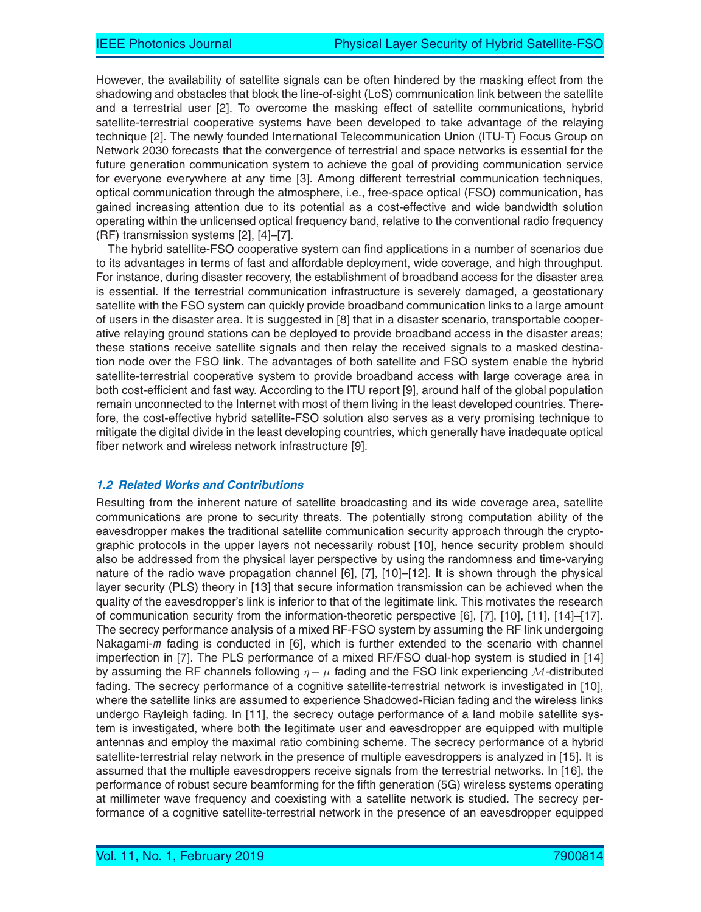However, the availability of satellite signals can be often hindered by the masking effect from the shadowing and obstacles that block the line-of-sight (LoS) communication link between the satellite and a terrestrial user [2]. To overcome the masking effect of satellite communications, hybrid satellite-terrestrial cooperative systems have been developed to take advantage of the relaying technique [2]. The newly founded International Telecommunication Union (ITU-T) Focus Group on Network 2030 forecasts that the convergence of terrestrial and space networks is essential for the future generation communication system to achieve the goal of providing communication service for everyone everywhere at any time [3]. Among different terrestrial communication techniques, optical communication through the atmosphere, i.e., free-space optical (FSO) communication, has gained increasing attention due to its potential as a cost-effective and wide bandwidth solution operating within the unlicensed optical frequency band, relative to the conventional radio frequency (RF) transmission systems [2], [4]–[7].

The hybrid satellite-FSO cooperative system can find applications in a number of scenarios due to its advantages in terms of fast and affordable deployment, wide coverage, and high throughput. For instance, during disaster recovery, the establishment of broadband access for the disaster area is essential. If the terrestrial communication infrastructure is severely damaged, a geostationary satellite with the FSO system can quickly provide broadband communication links to a large amount of users in the disaster area. It is suggested in [8] that in a disaster scenario, transportable cooperative relaying ground stations can be deployed to provide broadband access in the disaster areas; these stations receive satellite signals and then relay the received signals to a masked destination node over the FSO link. The advantages of both satellite and FSO system enable the hybrid satellite-terrestrial cooperative system to provide broadband access with large coverage area in both cost-efficient and fast way. According to the ITU report [9], around half of the global population remain unconnected to the Internet with most of them living in the least developed countries. Therefore, the cost-effective hybrid satellite-FSO solution also serves as a very promising technique to mitigate the digital divide in the least developing countries, which generally have inadequate optical fiber network and wireless network infrastructure [9].

### *1.2 Related Works and Contributions*

Resulting from the inherent nature of satellite broadcasting and its wide coverage area, satellite communications are prone to security threats. The potentially strong computation ability of the eavesdropper makes the traditional satellite communication security approach through the cryptographic protocols in the upper layers not necessarily robust [10], hence security problem should also be addressed from the physical layer perspective by using the randomness and time-varying nature of the radio wave propagation channel [6], [7], [10]–[12]. It is shown through the physical layer security (PLS) theory in [13] that secure information transmission can be achieved when the quality of the eavesdropper's link is inferior to that of the legitimate link. This motivates the research of communication security from the information-theoretic perspective [6], [7], [10], [11], [14]–[17]. The secrecy performance analysis of a mixed RF-FSO system by assuming the RF link undergoing Nakagami-$m$ fading is conducted in [6], which is further extended to the scenario with channel imperfection in [7]. The PLS performance of a mixed RF/FSO dual-hop system is studied in [14] by assuming the RF channels following $\eta-\mu$ fading and the FSO link experiencing $\mathcal{M}$-distributed fading. The secrecy performance of a cognitive satellite-terrestrial network is investigated in [10], where the satellite links are assumed to experience Shadowed-Rician fading and the wireless links undergo Rayleigh fading. In [11], the secrecy outage performance of a land mobile satellite system is investigated, where both the legitimate user and eavesdropper are equipped with multiple antennas and employ the maximal ratio combining scheme. The secrecy performance of a hybrid satellite-terrestrial relay network in the presence of multiple eavesdroppers is analyzed in [15]. It is assumed that the multiple eavesdroppers receive signals from the terrestrial networks. In [16], the performance of robust secure beamforming for the fifth generation (5G) wireless systems operating at millimeter wave frequency and coexisting with a satellite network is studied. The secrecy performance of a cognitive satellite-terrestrial network in the presence of an eavesdropper equipped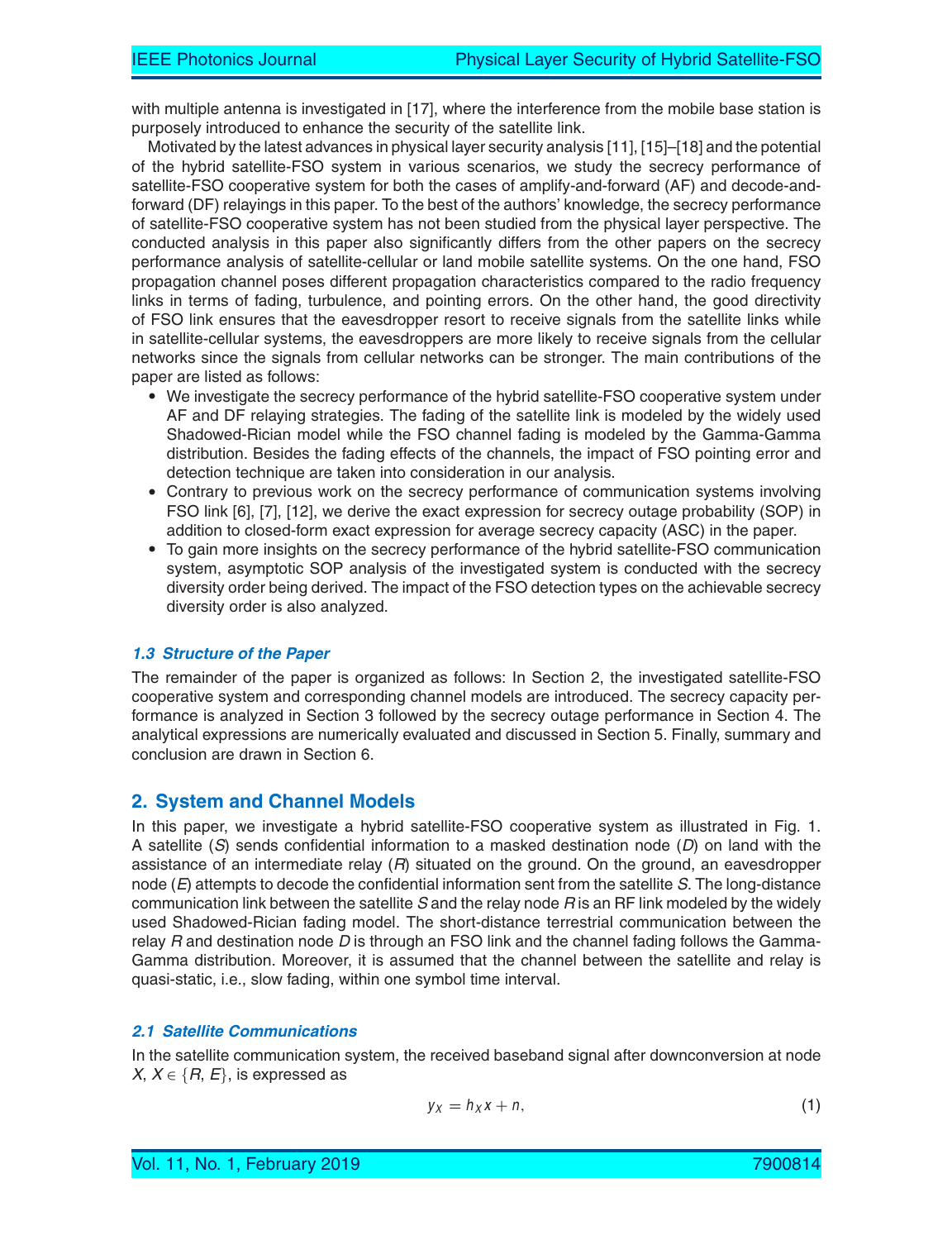with multiple antenna is investigated in [17], where the interference from the mobile base station is purposely introduced to enhance the security of the satellite link.

Motivated by the latest advances in physical layer security analysis [11], [15]–[18] and the potential of the hybrid satellite-FSO system in various scenarios, we study the secrecy performance of satellite-FSO cooperative system for both the cases of amplify-and-forward (AF) and decode-and-forward (DF) relayings in this paper. To the best of the authors' knowledge, the secrecy performance of satellite-FSO cooperative system has not been studied from the physical layer perspective. The conducted analysis in this paper also significantly differs from the other papers on the secrecy performance analysis of satellite-cellular or land mobile satellite systems. On the one hand, FSO propagation channel poses different propagation characteristics compared to the radio frequency links in terms of fading, turbulence, and pointing errors. On the other hand, the good directivity of FSO link ensures that the eavesdropper resort to receive signals from the satellite links while in satellite-cellular systems, the eavesdroppers are more likely to receive signals from the cellular networks since the signals from cellular networks can be stronger. The main contributions of the paper are listed as follows:

- We investigate the secrecy performance of the hybrid satellite-FSO cooperative system under AF and DF relaying strategies. The fading of the satellite link is modeled by the widely used Shadowed-Rician model while the FSO channel fading is modeled by the Gamma-Gamma distribution. Besides the fading effects of the channels, the impact of FSO pointing error and detection technique are taken into consideration in our analysis.
- Contrary to previous work on the secrecy performance of communication systems involving FSO link [6], [7], [12], we derive the exact expression for secrecy outage probability (SOP) in addition to closed-form exact expression for average secrecy capacity (ASC) in the paper.
- To gain more insights on the secrecy performance of the hybrid satellite-FSO communication system, asymptotic SOP analysis of the investigated system is conducted with the secrecy diversity order being derived. The impact of the FSO detection types on the achievable secrecy diversity order is also analyzed.

### *1.3 Structure of the Paper*

The remainder of the paper is organized as follows: In Section 2, the investigated satellite-FSO cooperative system and corresponding channel models are introduced. The secrecy capacity performance is analyzed in Section 3 followed by the secrecy outage performance in Section 4. The analytical expressions are numerically evaluated and discussed in Section 5. Finally, summary and conclusion are drawn in Section 6.

## 2. System and Channel Models

In this paper, we investigate a hybrid satellite-FSO cooperative system as illustrated in Fig. 1. A satellite ($S$) sends confidential information to a masked destination node ($D$) on land with the assistance of an intermediate relay ($R$) situated on the ground. On the ground, an eavesdropper node ($E$) attempts to decode the confidential information sent from the satellite $S$. The long-distance communication link between the satellite $S$ and the relay node $R$ is an RF link modeled by the widely used Shadowed-Rician fading model. The short-distance terrestrial communication between the relay $R$ and destination node $D$ is through an FSO link and the channel fading follows the Gamma-Gamma distribution. Moreover, it is assumed that the channel between the satellite and relay is quasi-static, i.e., slow fading, within one symbol time interval.

### *2.1 Satellite Communications*

In the satellite communication system, the received baseband signal after downconversion at node $X$, $X \in \{R, E\}$, is expressed as

$$y_X = h_X x + n, \tag{1}$$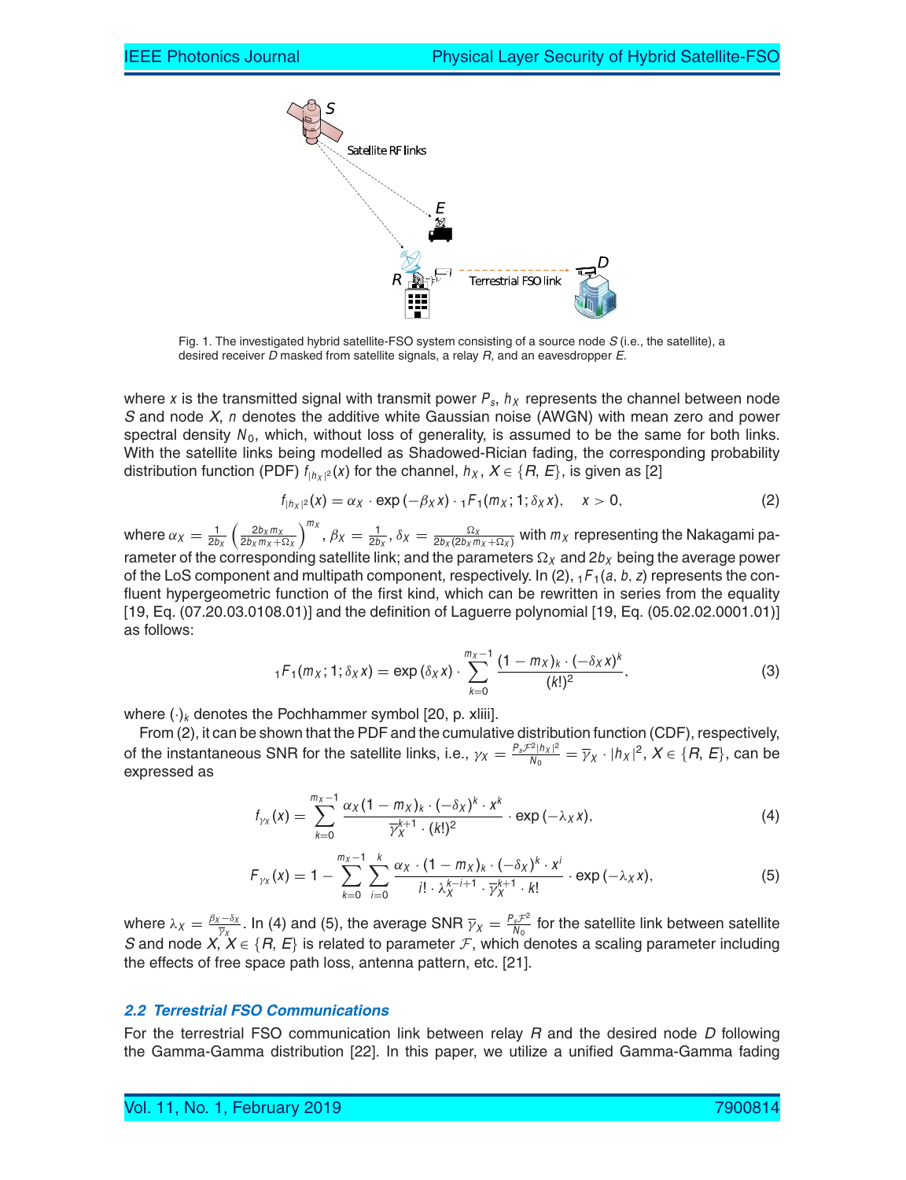Fig. 1. The investigated hybrid satellite-FSO system consisting of a source node $S$ (i.e., the satellite), a desired receiver $D$ masked from satellite signals, a relay $R$, and an eavesdropper $E$.

where $x$ is the transmitted signal with transmit power $P_s$, $h_X$ represents the channel between node $S$ and node $X$, $n$ denotes the additive white Gaussian noise (AWGN) with mean zero and power spectral density $N_0$, which, without loss of generality, is assumed to be the same for both links. With the satellite links being modelled as Shadowed-Rician fading, the corresponding probability distribution function (PDF) $f_{|h_X|^2}(x)$ for the channel, $h_X$, $X \in \{R, E\}$, is given as [2]

$$f_{|h_X|^2}(x) = \alpha_X \cdot \exp(-\beta_X x) \cdot {}_1F_1(m_X; 1; \delta_X x), \quad x > 0, \tag{2}$$

where $\alpha_X = \frac{1}{2b_X}\left(\frac{2b_X m_X}{2b_X m_X + \Omega_X}\right)^{m_X}$, $\beta_X = \frac{1}{2b_X}$, $\delta_X = \frac{\Omega_X}{2b_X(2b_X m_X + \Omega_X)}$ with $m_X$ representing the Nakagami parameter of the corresponding satellite link; and the parameters $\Omega_X$ and $2b_X$ being the average power of the LoS component and multipath component, respectively. In (2), ${}_1F_1(a, b, z)$ represents the confluent hypergeometric function of the first kind, which can be rewritten in series from the equality [19, Eq. (07.20.03.0108.01)] and the definition of Laguerre polynomial [19, Eq. (05.02.02.0001.01)] as follows:

$${}_1F_1(m_X; 1; \delta_X x) = \exp(\delta_X x) \cdot \sum_{k=0}^{m_X - 1} \frac{(1 - m_X)_k \cdot (-\delta_X x)^k}{(k!)^2}, \tag{3}$$

where $(\cdot)_k$ denotes the Pochhammer symbol [20, p. xliii].

From (2), it can be shown that the PDF and the cumulative distribution function (CDF), respectively, of the instantaneous SNR for the satellite links, i.e., $\gamma_X = \frac{P_s \mathcal{F}^2 |h_X|^2}{N_0} = \overline{\gamma}_X \cdot |h_X|^2$, $X \in \{R, E\}$, can be expressed as

$$f_{\gamma_X}(x) = \sum_{k=0}^{m_X - 1} \frac{\alpha_X (1 - m_X)_k \cdot (-\delta_X)^k \cdot x^k}{\overline{\gamma}_X^{k+1} \cdot (k!)^2} \cdot \exp(-\lambda_X x), \tag{4}$$

$$F_{\gamma_X}(x) = 1 - \sum_{k=0}^{m_X - 1} \sum_{i=0}^{k} \frac{\alpha_X \cdot (1 - m_X)_k \cdot (-\delta_X)^k \cdot x^i}{i! \cdot \lambda_X^{k-i+1} \cdot \overline{\gamma}_X^{k+1} \cdot k!} \cdot \exp(-\lambda_X x), \tag{5}$$

where $\lambda_X = \frac{\beta_X - \delta_X}{\overline{\gamma}_X}$. In (4) and (5), the average SNR $\overline{\gamma}_X = \frac{P_s \mathcal{F}^2}{N_0}$ for the satellite link between satellite $S$ and node $X$, $X \in \{R, E\}$ is related to parameter $\mathcal{F}$, which denotes a scaling parameter including the effects of free space path loss, antenna pattern, etc. [21].

### *2.2 Terrestrial FSO Communications*

For the terrestrial FSO communication link between relay $R$ and the desired node $D$ following the Gamma-Gamma distribution [22]. In this paper, we utilize a unified Gamma-Gamma fading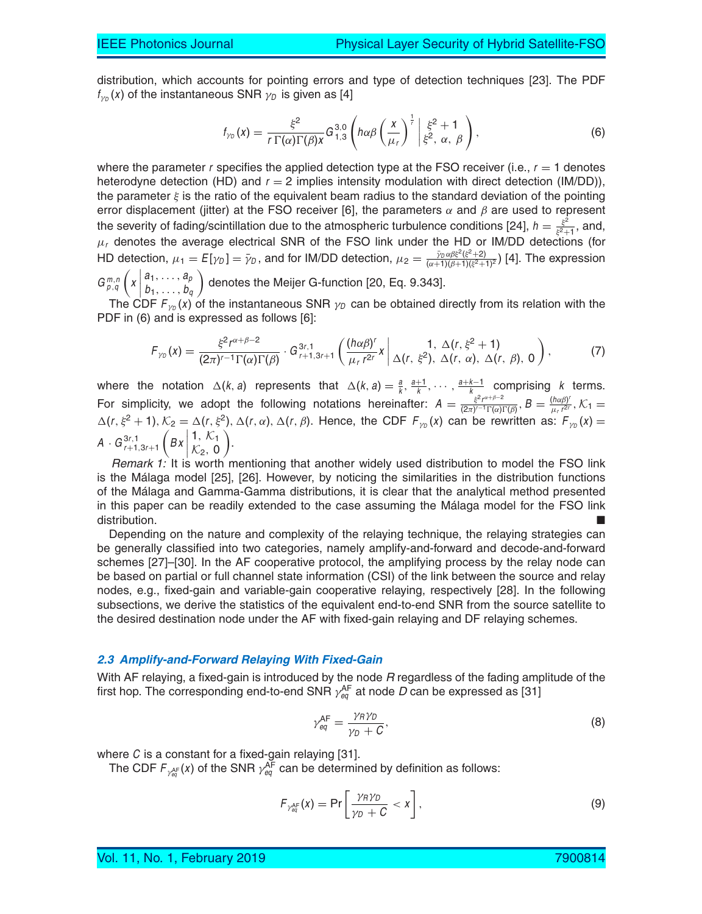distribution, which accounts for pointing errors and type of detection techniques [23]. The PDF $f_{\gamma_D}(x)$ of the instantaneous SNR $\gamma_D$ is given as [4]

$$f_{\gamma_D}(x) = \frac{\xi^2}{r\,\Gamma(\alpha)\Gamma(\beta)x} G_{1,3}^{3,0}\left(h\alpha\beta\left(\frac{x}{\mu_r}\right)^{\frac{1}{r}} \middle| \begin{matrix} \xi^2+1 \\ \xi^2,\ \alpha,\ \beta \end{matrix}\right), \tag{6}$$

where the parameter $r$ specifies the applied detection type at the FSO receiver (i.e., $r = 1$ denotes heterodyne detection (HD) and $r = 2$ implies intensity modulation with direct detection (IM/DD)), the parameter $\xi$ is the ratio of the equivalent beam radius to the standard deviation of the pointing error displacement (jitter) at the FSO receiver [6], the parameters $\alpha$ and $\beta$ are used to represent the severity of fading/scintillation due to the atmospheric turbulence conditions [24], $h = \frac{\xi^2}{\xi^2+1}$, and, $\mu_r$ denotes the average electrical SNR of the FSO link under the HD or IM/DD detections (for HD detection, $\mu_1 = E[\gamma_D] = \bar{\gamma}_D$, and for IM/DD detection, $\mu_2 = \frac{\bar{\gamma}_D\alpha\beta\xi^2(\xi^2+2)}{(\alpha+1)(\beta+1)(\xi^2+1)^2}$) [4]. The expression $G_{p,q}^{m,n}\left(x \middle| \begin{matrix} a_1,\ldots,a_p \\ b_1,\ldots,b_q \end{matrix}\right)$ denotes the Meijer G-function [20, Eq. 9.343].

The CDF $F_{\gamma_D}(x)$ of the instantaneous SNR $\gamma_D$ can be obtained directly from its relation with the PDF in (6) and is expressed as follows [6]:

$$F_{\gamma_D}(x) = \frac{\xi^2 r^{\alpha+\beta-2}}{(2\pi)^{r-1}\Gamma(\alpha)\Gamma(\beta)} \cdot G_{r+1,3r+1}^{3r,1}\left(\frac{(h\alpha\beta)^r}{\mu_r r^{2r}}x \middle| \begin{matrix} 1,\ \Delta(r,\xi^2+1) \\ \Delta(r,\xi^2),\ \Delta(r,\alpha),\ \Delta(r,\beta),\ 0 \end{matrix}\right), \tag{7}$$

where the notation $\Delta(k,a)$ represents that $\Delta(k,a) = \frac{a}{k}, \frac{a+1}{k}, \cdots, \frac{a+k-1}{k}$ comprising $k$ terms. For simplicity, we adopt the following notations hereinafter: $A = \frac{\xi^2 r^{\alpha+\beta-2}}{(2\pi)^{r-1}\Gamma(\alpha)\Gamma(\beta)}$, $B = \frac{(h\alpha\beta)^r}{\mu_r r^{2r}}$, $\mathcal{K}_1 = \Delta(r,\xi^2+1)$, $\mathcal{K}_2 = \Delta(r,\xi^2), \Delta(r,\alpha), \Delta(r,\beta)$. Hence, the CDF $F_{\gamma_D}(x)$ can be rewritten as: $F_{\gamma_D}(x) = A \cdot G_{r+1,3r+1}^{3r,1}\left(Bx \middle| \begin{matrix} 1,\ \mathcal{K}_1 \\ \mathcal{K}_2,\ 0 \end{matrix}\right)$.

*Remark 1:* It is worth mentioning that another widely used distribution to model the FSO link is the Málaga model [25], [26]. However, by noticing the similarities in the distribution functions of the Málaga and Gamma-Gamma distributions, it is clear that the analytical method presented in this paper can be readily extended to the case assuming the Málaga model for the FSO link distribution. ■

Depending on the nature and complexity of the relaying technique, the relaying strategies can be generally classified into two categories, namely amplify-and-forward and decode-and-forward schemes [27]–[30]. In the AF cooperative protocol, the amplifying process by the relay node can be based on partial or full channel state information (CSI) of the link between the source and relay nodes, e.g., fixed-gain and variable-gain cooperative relaying, respectively [28]. In the following subsections, we derive the statistics of the equivalent end-to-end SNR from the source satellite to the desired destination node under the AF with fixed-gain relaying and DF relaying schemes.

### 2.3 Amplify-and-Forward Relaying With Fixed-Gain

With AF relaying, a fixed-gain is introduced by the node $R$ regardless of the fading amplitude of the first hop. The corresponding end-to-end SNR $\gamma_{eq}^{\text{AF}}$ at node $D$ can be expressed as [31]

$$\gamma_{eq}^{\text{AF}} = \frac{\gamma_R\gamma_D}{\gamma_D + C}, \tag{8}$$

where $C$ is a constant for a fixed-gain relaying [31].

The CDF $F_{\gamma_{eq}^{\text{AF}}}(x)$ of the SNR $\gamma_{eq}^{\text{AF}}$ can be determined by definition as follows:

$$F_{\gamma_{eq}^{\text{AF}}}(x) = \Pr\left[\frac{\gamma_R\gamma_D}{\gamma_D + C} < x\right], \tag{9}$$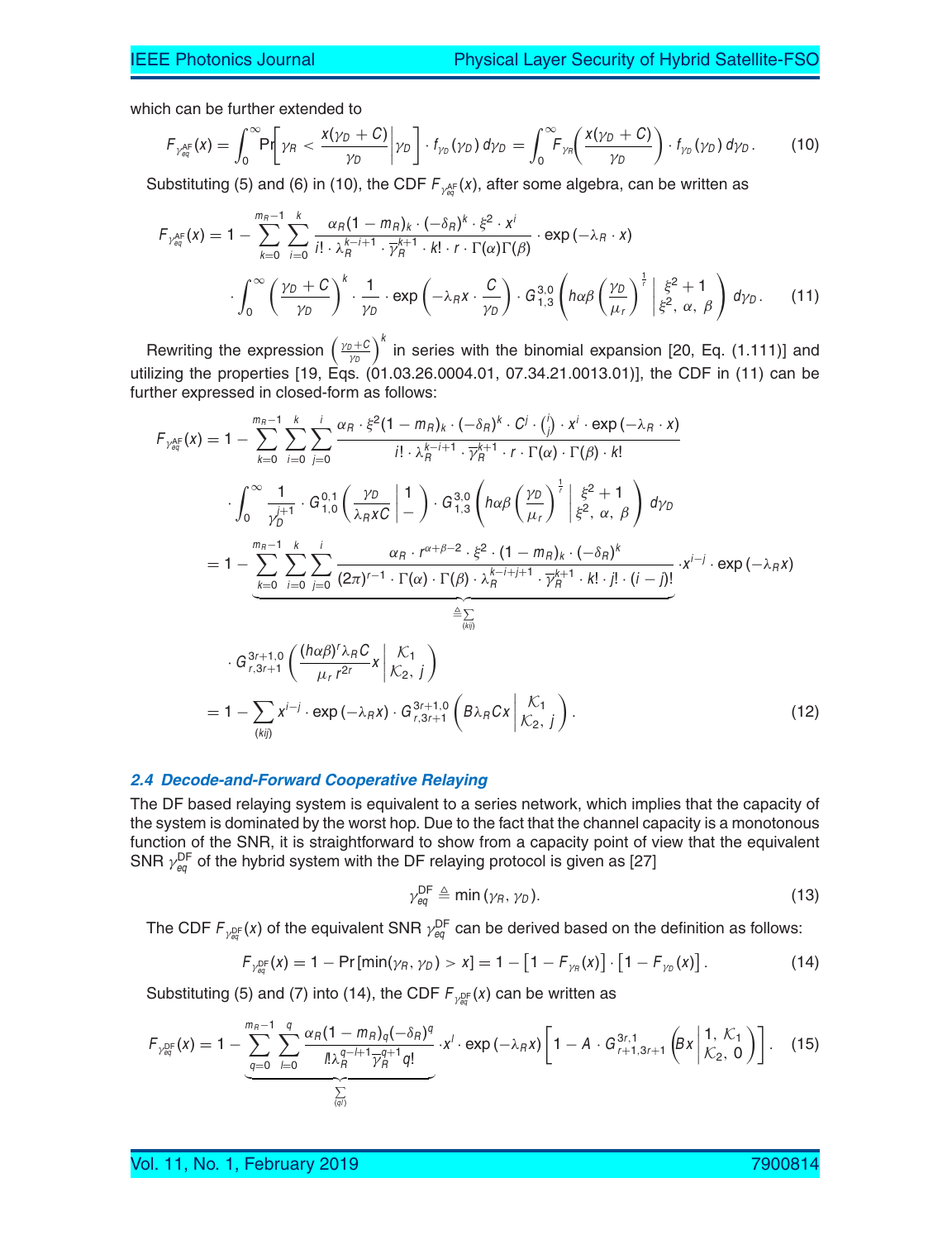which can be further extended to

$$F_{\gamma_{eq}^{\mathrm{AF}}}(x) = \int_0^\infty \Pr\left[\gamma_R < \frac{x(\gamma_D + C)}{\gamma_D}\middle|\gamma_D\right] \cdot f_{\gamma_D}(\gamma_D)\, d\gamma_D = \int_0^\infty F_{\gamma_R}\left(\frac{x(\gamma_D + C)}{\gamma_D}\right) \cdot f_{\gamma_D}(\gamma_D)\, d\gamma_D. \tag{10}$$

Substituting (5) and (6) in (10), the CDF $F_{\gamma_{eq}^{\mathrm{AF}}}(x)$, after some algebra, can be written as

$$\begin{aligned}
F_{\gamma_{eq}^{\mathrm{AF}}}(x) = 1 - &\sum_{k=0}^{m_R-1}\sum_{i=0}^{k} \frac{\alpha_R(1-m_R)_k \cdot (-\delta_R)^k \cdot \xi^2 \cdot x^i}{i! \cdot \lambda_R^{k-i+1} \cdot \overline{\gamma}_R^{k+1} \cdot k! \cdot r \cdot \Gamma(\alpha)\Gamma(\beta)} \cdot \exp(-\lambda_R \cdot x) \\
&\cdot \int_0^\infty \left(\frac{\gamma_D + C}{\gamma_D}\right)^k \cdot \frac{1}{\gamma_D} \cdot \exp\left(-\lambda_R x \cdot \frac{C}{\gamma_D}\right) \cdot G_{1,3}^{3,0}\left(h\alpha\beta\left(\frac{\gamma_D}{\mu_r}\right)^{\frac{1}{r}} \middle| \begin{matrix} \xi^2+1 \\ \xi^2,\ \alpha,\ \beta \end{matrix}\right) d\gamma_D.
\end{aligned} \tag{11}$$

Rewriting the expression $\left(\frac{\gamma_D+C}{\gamma_D}\right)^k$ in series with the binomial expansion [20, Eq. (1.111)] and utilizing the properties [19, Eqs. (01.03.26.0004.01, 07.34.21.0013.01)], the CDF in (11) can be further expressed in closed-form as follows:

$$\begin{aligned}
F_{\gamma_{eq}^{\mathrm{AF}}}(x) &= 1 - \sum_{k=0}^{m_R-1}\sum_{i=0}^{k}\sum_{j=0}^{i} \frac{\alpha_R \cdot \xi^2 (1-m_R)_k \cdot (-\delta_R)^k \cdot C^j \cdot \binom{i}{j} \cdot x^i \cdot \exp(-\lambda_R \cdot x)}{i! \cdot \lambda_R^{k-i+1} \cdot \overline{\gamma}_R^{k+1} \cdot r \cdot \Gamma(\alpha) \cdot \Gamma(\beta) \cdot k!} \\
&\quad \cdot \int_0^\infty \frac{1}{\gamma_D^{j+1}} \cdot G_{1,0}^{0,1}\left(\frac{\gamma_D}{\lambda_R x C} \middle| \begin{matrix} 1 \\ - \end{matrix}\right) \cdot G_{1,3}^{3,0}\left(h\alpha\beta\left(\frac{\gamma_D}{\mu_r}\right)^{\frac{1}{r}} \middle| \begin{matrix} \xi^2+1 \\ \xi^2,\ \alpha,\ \beta \end{matrix}\right) d\gamma_D \\
&= 1 - \underbrace{\sum_{k=0}^{m_R-1}\sum_{i=0}^{k}\sum_{j=0}^{i} \frac{\alpha_R \cdot r^{\alpha+\beta-2} \cdot \xi^2 \cdot (1-m_R)_k \cdot (-\delta_R)^k}{(2\pi)^{r-1} \cdot \Gamma(\alpha) \cdot \Gamma(\beta) \cdot \lambda_R^{k-i+j+1} \cdot \overline{\gamma}_R^{k+1} \cdot k! \cdot j! \cdot (i-j)!}}_{\triangleq \sum_{(kij)}} \cdot x^{i-j} \cdot \exp(-\lambda_R x) \\
&\quad \cdot G_{r,3r+1}^{3r+1,0}\left(\frac{(h\alpha\beta)^r \lambda_R C}{\mu_r r^{2r}} x \middle| \begin{matrix} \mathcal{K}_1 \\ \mathcal{K}_2,\ j \end{matrix}\right) \\
&= 1 - \sum_{(kij)} x^{i-j} \cdot \exp(-\lambda_R x) \cdot G_{r,3r+1}^{3r+1,0}\left(B\lambda_R C x \middle| \begin{matrix} \mathcal{K}_1 \\ \mathcal{K}_2,\ j \end{matrix}\right).
\end{aligned} \tag{12}$$

### *2.4 Decode-and-Forward Cooperative Relaying*

The DF based relaying system is equivalent to a series network, which implies that the capacity of the system is dominated by the worst hop. Due to the fact that the channel capacity is a monotonous function of the SNR, it is straightforward to show from a capacity point of view that the equivalent SNR $\gamma_{eq}^{\mathrm{DF}}$ of the hybrid system with the DF relaying protocol is given as [27]

$$\gamma_{eq}^{\mathrm{DF}} \triangleq \min(\gamma_R, \gamma_D). \tag{13}$$

The CDF $F_{\gamma_{eq}^{\mathrm{DF}}}(x)$ of the equivalent SNR $\gamma_{eq}^{\mathrm{DF}}$ can be derived based on the definition as follows:

$$F_{\gamma_{eq}^{\mathrm{DF}}}(x) = 1 - \Pr[\min(\gamma_R, \gamma_D) > x] = 1 - \left[1 - F_{\gamma_R}(x)\right] \cdot \left[1 - F_{\gamma_D}(x)\right]. \tag{14}$$

Substituting (5) and (7) into (14), the CDF $F_{\gamma_{eq}^{\mathrm{DF}}}(x)$ can be written as

$$F_{\gamma_{eq}^{\mathrm{DF}}}(x) = 1 - \underbrace{\sum_{q=0}^{m_R-1}\sum_{l=0}^{q} \frac{\alpha_R(1-m_R)_q(-\delta_R)^q}{l!\lambda_R^{q-l+1}\overline{\gamma}_R^{q+1} q!}}_{\sum_{(ql)}} \cdot x^l \cdot \exp(-\lambda_R x)\left[1 - A \cdot G_{r+1,3r+1}^{3r,1}\left(Bx \middle| \begin{matrix} 1,\ \mathcal{K}_1 \\ \mathcal{K}_2,\ 0 \end{matrix}\right)\right]. \tag{15}$$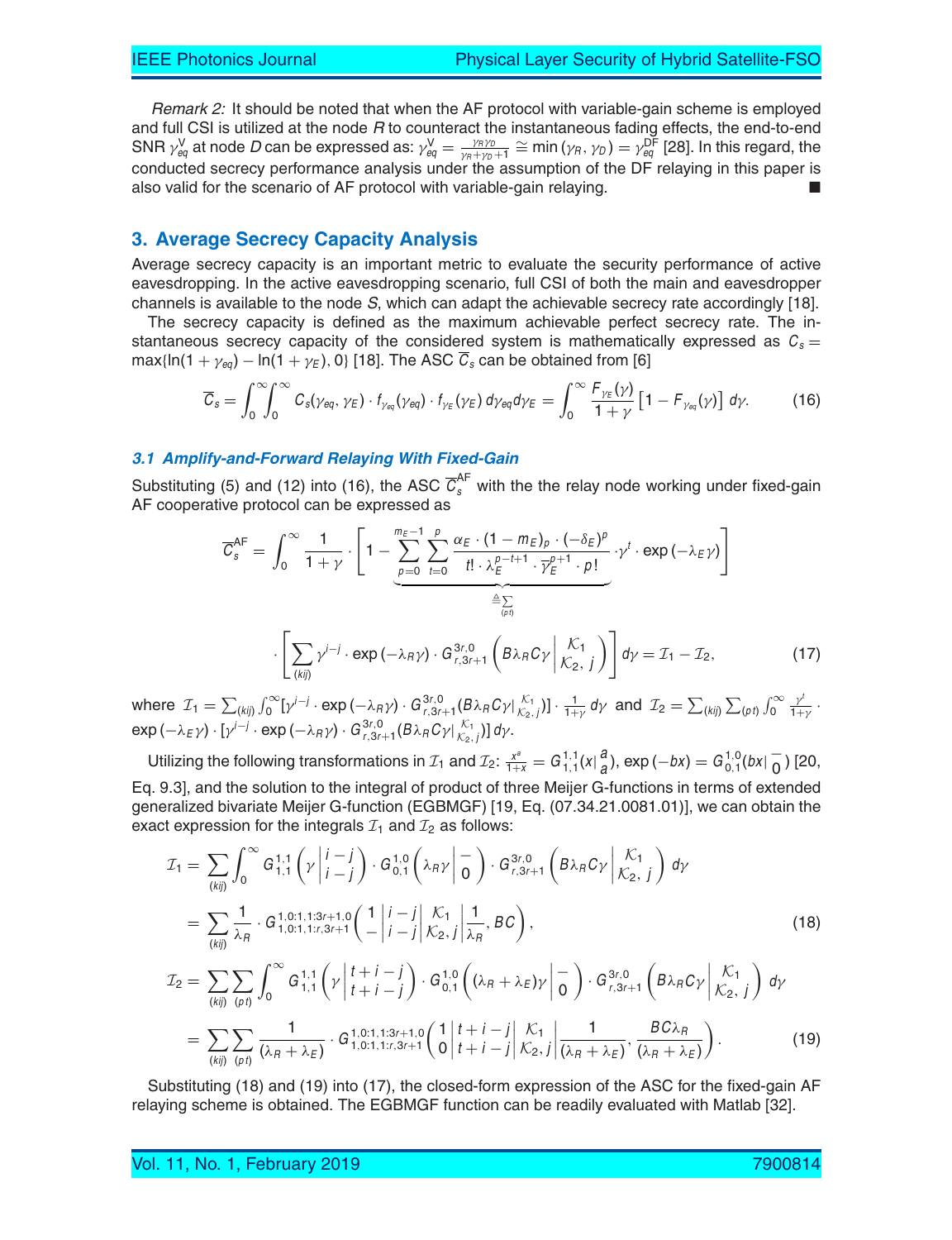*Remark 2:* It should be noted that when the AF protocol with variable-gain scheme is employed and full CSI is utilized at the node $R$ to counteract the instantaneous fading effects, the end-to-end SNR $\gamma_{eq}^{V}$ at node $D$ can be expressed as: $\gamma_{eq}^{V} = \frac{\gamma_R \gamma_D}{\gamma_R + \gamma_D + 1} \cong \min(\gamma_R, \gamma_D) = \gamma_{eq}^{DF}$ [28]. In this regard, the conducted secrecy performance analysis under the assumption of the DF relaying in this paper is also valid for the scenario of AF protocol with variable-gain relaying. ■

## 3. Average Secrecy Capacity Analysis

Average secrecy capacity is an important metric to evaluate the security performance of active eavesdropping. In the active eavesdropping scenario, full CSI of both the main and eavesdropper channels is available to the node $S$, which can adapt the achievable secrecy rate accordingly [18].

The secrecy capacity is defined as the maximum achievable perfect secrecy rate. The instantaneous secrecy capacity of the considered system is mathematically expressed as $C_s = \max\{\ln(1+\gamma_{eq}) - \ln(1+\gamma_E), 0\}$ [18]. The ASC $\overline{C}_s$ can be obtained from [6]

$$\overline{C}_s = \int_0^{\infty}\int_0^{\infty} C_s(\gamma_{eq}, \gamma_E) \cdot f_{\gamma_{eq}}(\gamma_{eq}) \cdot f_{\gamma_E}(\gamma_E)\, d\gamma_{eq} d\gamma_E = \int_0^{\infty} \frac{F_{\gamma_E}(\gamma)}{1+\gamma}\left[1 - F_{\gamma_{eq}}(\gamma)\right] d\gamma. \tag{16}$$

### 3.1 Amplify-and-Forward Relaying With Fixed-Gain

Substituting (5) and (12) into (16), the ASC $\overline{C}_s^{AF}$ with the the relay node working under fixed-gain AF cooperative protocol can be expressed as

$$\overline{C}_s^{AF} = \int_0^{\infty} \frac{1}{1+\gamma} \cdot \left[1 - \underbrace{\sum_{p=0}^{m_E-1}\sum_{t=0}^{p} \frac{\alpha_E \cdot (1-m_E)_p \cdot (-\delta_E)^p}{t! \cdot \lambda_E^{p-t+1} \cdot \overline{\gamma}_E^{p+1} \cdot p!}}_{\triangleq \sum_{(pt)}} \cdot \gamma^t \cdot \exp(-\lambda_E \gamma)\right]$$
$$\cdot \left[\sum_{(kij)} \gamma^{i-j} \cdot \exp(-\lambda_R \gamma) \cdot G_{r,3r+1}^{3r,0}\left(B\lambda_R C\gamma \middle| \begin{matrix} \mathcal{K}_1 \\ \mathcal{K}_2, j \end{matrix}\right)\right] d\gamma = \mathcal{I}_1 - \mathcal{I}_2, \tag{17}$$

where $\mathcal{I}_1 = \sum_{(kij)} \int_0^{\infty} [\gamma^{i-j} \cdot \exp(-\lambda_R\gamma) \cdot G_{r,3r+1}^{3r,0}(B\lambda_R C\gamma|_{\mathcal{K}_2, j}^{\mathcal{K}_1})] \cdot \frac{1}{1+\gamma}\, d\gamma$ and $\mathcal{I}_2 = \sum_{(kij)}\sum_{(pt)} \int_0^{\infty} \frac{\gamma^t}{1+\gamma} \cdot \exp(-\lambda_E\gamma) \cdot [\gamma^{i-j} \cdot \exp(-\lambda_R\gamma) \cdot G_{r,3r+1}^{3r,0}(B\lambda_R C\gamma|_{\mathcal{K}_2, j}^{\mathcal{K}_1})]\, d\gamma$.

Utilizing the following transformations in $\mathcal{I}_1$ and $\mathcal{I}_2$: $\frac{x^a}{1+x} = G_{1,1}^{1,1}(x|_{a}^{a})$, $\exp(-bx) = G_{0,1}^{1,0}(bx|_{0}^{-})$ [20, Eq. 9.3], and the solution to the integral of product of three Meijer G-functions in terms of extended generalized bivariate Meijer G-function (EGBMGF) [19, Eq. (07.34.21.0081.01)], we can obtain the exact expression for the integrals $\mathcal{I}_1$ and $\mathcal{I}_2$ as follows:

$$\begin{aligned}
\mathcal{I}_1 &= \sum_{(kij)} \int_0^{\infty} G_{1,1}^{1,1}\left(\gamma \middle| \begin{matrix} i-j \\ i-j \end{matrix}\right) \cdot G_{0,1}^{1,0}\left(\lambda_R\gamma \middle| \begin{matrix} - \\ 0 \end{matrix}\right) \cdot G_{r,3r+1}^{3r,0}\left(B\lambda_R C\gamma \middle| \begin{matrix} \mathcal{K}_1 \\ \mathcal{K}_2, j \end{matrix}\right) d\gamma \\
&= \sum_{(kij)} \frac{1}{\lambda_R} \cdot G_{1,0:1,1:r,3r+1}^{1,0:1,1:3r+1,0}\left(\begin{matrix} 1 \\ - \end{matrix} \middle| \begin{matrix} i-j \\ i-j \end{matrix} \middle| \begin{matrix} \mathcal{K}_1 \\ \mathcal{K}_2, j \end{matrix} \middle| \frac{1}{\lambda_R}, BC\right),
\end{aligned} \tag{18}$$

$$\begin{aligned}
\mathcal{I}_2 &= \sum_{(kij)}\sum_{(pt)} \int_0^{\infty} G_{1,1}^{1,1}\left(\gamma \middle| \begin{matrix} t+i-j \\ t+i-j \end{matrix}\right) \cdot G_{0,1}^{1,0}\left((\lambda_R + \lambda_E)\gamma \middle| \begin{matrix} - \\ 0 \end{matrix}\right) \cdot G_{r,3r+1}^{3r,0}\left(B\lambda_R C\gamma \middle| \begin{matrix} \mathcal{K}_1 \\ \mathcal{K}_2, j \end{matrix}\right) d\gamma \\
&= \sum_{(kij)}\sum_{(pt)} \frac{1}{(\lambda_R + \lambda_E)} \cdot G_{1,0:1,1:r,3r+1}^{1,0:1,1:3r+1,0}\left(\begin{matrix} 1 \\ 0 \end{matrix} \middle| \begin{matrix} t+i-j \\ t+i-j \end{matrix} \middle| \begin{matrix} \mathcal{K}_1 \\ \mathcal{K}_2, j \end{matrix} \middle| \frac{1}{(\lambda_R + \lambda_E)}, \frac{BC\lambda_R}{(\lambda_R + \lambda_E)}\right).
\end{aligned} \tag{19}$$

Substituting (18) and (19) into (17), the closed-form expression of the ASC for the fixed-gain AF relaying scheme is obtained. The EGBMGF function can be readily evaluated with Matlab [32].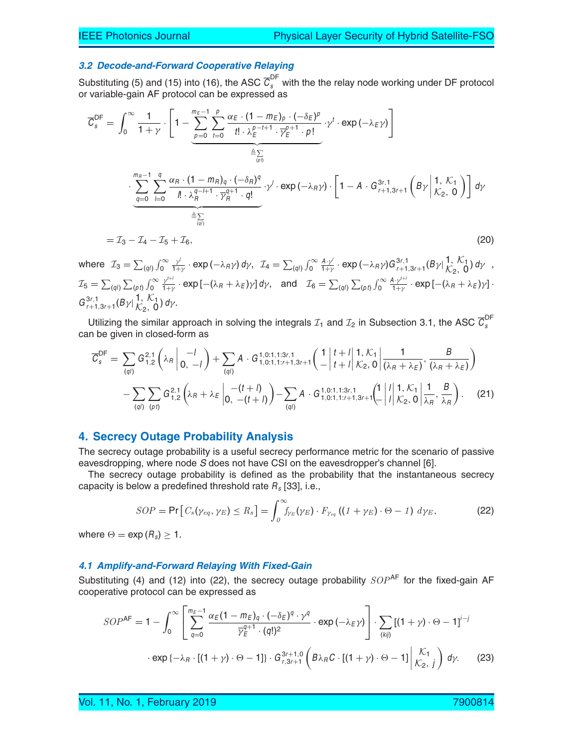### 3.2 Decode-and-Forward Cooperative Relaying

Substituting (5) and (15) into (16), the ASC $\overline{C}_s^{\text{DF}}$ with the the relay node working under DF protocol or variable-gain AF protocol can be expressed as

$$
\begin{aligned}
\overline{C}_s^{\text{DF}} = &\int_0^\infty \frac{1}{1+\gamma}\cdot\Bigg[1-\underbrace{\sum_{p=0}^{m_E-1}\sum_{t=0}^{p}\frac{\alpha_E\cdot(1-m_E)_p\cdot(-\delta_E)^p}{t!\cdot\lambda_E^{p-t+1}\cdot\overline{\gamma}_E^{p+1}\cdot p!}}_{\triangleq\sum_{(pt)}}\cdot\gamma^t\cdot\exp\left(-\lambda_E\gamma\right)\Bigg] \\
&\cdot\underbrace{\sum_{q=0}^{m_R-1}\sum_{l=0}^{q}\frac{\alpha_R\cdot(1-m_R)_q\cdot(-\delta_R)^q}{l!\cdot\lambda_R^{q-l+1}\cdot\overline{\gamma}_R^{q+1}\cdot q!}}_{\triangleq\sum_{(ql)}}\cdot\gamma^l\cdot\exp\left(-\lambda_R\gamma\right)\cdot\left[1-A\cdot G_{r+1,3r+1}^{3r,1}\left(B\gamma\left|\begin{matrix}1,\,\mathcal{K}_1\\ \mathcal{K}_2,\,0\end{matrix}\right.\right)\right]d\gamma \\
= &\,\mathcal{I}_3-\mathcal{I}_4-\mathcal{I}_5+\mathcal{I}_6,
\end{aligned}
\tag{20}
$$

where $\mathcal{I}_3=\sum_{(ql)}\int_0^\infty\frac{\gamma^l}{1+\gamma}\cdot\exp\left(-\lambda_R\gamma\right)d\gamma$, $\mathcal{I}_4=\sum_{(ql)}\int_0^\infty\frac{A\cdot\gamma^l}{1+\gamma}\cdot\exp\left(-\lambda_R\gamma\right)G_{r+1,3r+1}^{3r,1}(B\gamma|\begin{smallmatrix}1,\,\mathcal{K}_1\\ \mathcal{K}_2,\,0\end{smallmatrix})\,d\gamma$, $\mathcal{I}_5=\sum_{(ql)}\sum_{(pt)}\int_0^\infty\frac{\gamma^{t+l}}{1+\gamma}\cdot\exp\left[-(\lambda_R+\lambda_E)\gamma\right]d\gamma$, and $\mathcal{I}_6=\sum_{(ql)}\sum_{(pt)}\int_0^\infty\frac{A\cdot\gamma^{t+l}}{1+\gamma}\cdot\exp\left[-(\lambda_R+\lambda_E)\gamma\right]\cdot G_{r+1,3r+1}^{3r,1}(B\gamma|\begin{smallmatrix}1,\,\mathcal{K}_1\\ \mathcal{K}_2,\,0\end{smallmatrix})\,d\gamma$.

Utilizing the similar approach in solving the integrals $\mathcal{I}_1$ and $\mathcal{I}_2$ in Subsection 3.1, the ASC $\overline{C}_s^{\text{DF}}$ can be given in closed-form as

$$
\begin{aligned}
\overline{C}_s^{\text{DF}} = &\sum_{(ql)}G_{1,2}^{2,1}\left(\lambda_R\left|\begin{matrix}-l\\ 0,\,-l\end{matrix}\right.\right)+\sum_{(ql)}A\cdot G_{1,0:1,1:r+1,3r+1}^{1,0:1,1:3r,1}\left(\begin{matrix}1\\ -\end{matrix}\left|\begin{matrix}t+l\\ t+l\end{matrix}\right|\begin{matrix}1,\mathcal{K}_1\\ \mathcal{K}_2,\,0\end{matrix}\left|\frac{1}{(\lambda_R+\lambda_E)},\frac{B}{(\lambda_R+\lambda_E)}\right.\right) \\
&-\sum_{(ql)}\sum_{(pt)}G_{1,2}^{2,1}\left(\lambda_R+\lambda_E\left|\begin{matrix}-(t+l)\\ 0,\,-(t+l)\end{matrix}\right.\right)-\sum_{(ql)}A\cdot G_{1,0:1,1:r+1,3r+1}^{1,0:1,1:3r,1}\left(\begin{matrix}1\\ -\end{matrix}\left|\begin{matrix}l\\ l\end{matrix}\right|\begin{matrix}1,\mathcal{K}_1\\ \mathcal{K}_2,\,0\end{matrix}\left|\frac{1}{\lambda_R},\frac{B}{\lambda_R}\right.\right).
\end{aligned}
\tag{21}
$$

## 4. Secrecy Outage Probability Analysis

The secrecy outage probability is a useful secrecy performance metric for the scenario of passive eavesdropping, where node $S$ does not have CSI on the eavesdropper's channel [6].

The secrecy outage probability is defined as the probability that the instantaneous secrecy capacity is below a predefined threshold rate $R_s$ [33], i.e.,

$$
SOP=\Pr\left[C_s(\gamma_{eq},\gamma_E)\le R_s\right]=\int_0^\infty f_{\gamma_E}(\gamma_E)\cdot F_{\gamma_{eq}}\left((1+\gamma_E)\cdot\Theta-1\right)\,d\gamma_E,
\tag{22}
$$

where $\Theta=\exp\left(R_s\right)\ge 1$.

### 4.1 Amplify-and-Forward Relaying With Fixed-Gain

Substituting (4) and (12) into (22), the secrecy outage probability $SOP^{\text{AF}}$ for the fixed-gain AF cooperative protocol can be expressed as

$$
\begin{aligned}
SOP^{\text{AF}} = 1-&\int_0^\infty\left[\sum_{q=0}^{m_E-1}\frac{\alpha_E(1-m_E)_q\cdot(-\delta_E)^q\cdot\gamma^q}{\overline{\gamma}_E^{q+1}\cdot(q!)^2}\cdot\exp\left(-\lambda_E\gamma\right)\right]\cdot\sum_{(kij)}\left[(1+\gamma)\cdot\Theta-1\right]^{i-j} \\
&\cdot\exp\left\{-\lambda_R\cdot\left[(1+\gamma)\cdot\Theta-1\right]\right\}\cdot G_{r,3r+1}^{3r+1,0}\left(B\lambda_R C\cdot\left[(1+\gamma)\cdot\Theta-1\right]\left|\begin{matrix}\mathcal{K}_1\\ \mathcal{K}_2,\,j\end{matrix}\right.\right)d\gamma.
\end{aligned}
\tag{23}
$$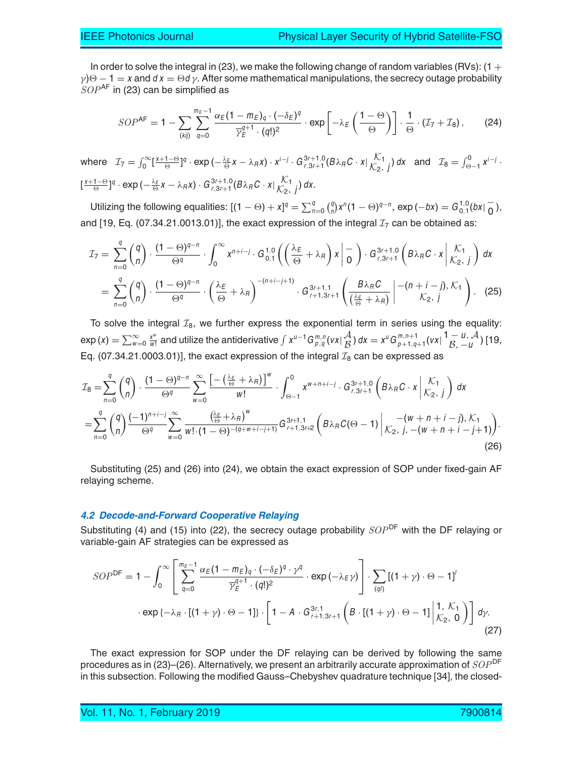In order to solve the integral in (23), we make the following change of random variables (RVs): $(1+\gamma)\Theta - 1 = x$ and $dx = \Theta d\gamma$. After some mathematical manipulations, the secrecy outage probability $SOP^{\text{AF}}$ in (23) can be simplified as

$$SOP^{\text{AF}} = 1 - \sum_{(kij)} \sum_{q=0}^{m_E-1} \frac{\alpha_E (1-m_E)_q \cdot (-\delta_E)^q}{\overline{\gamma}_E^{q+1} \cdot (q!)^2} \cdot \exp\left[-\lambda_E \left(\frac{1-\Theta}{\Theta}\right)\right] \cdot \frac{1}{\Theta} \cdot (\mathcal{I}_7 + \mathcal{I}_8), \tag{24}$$

where $\mathcal{I}_7 = \int_0^\infty [\frac{x+1-\Theta}{\Theta}]^q \cdot \exp(-\frac{\lambda_E}{\Theta}x - \lambda_R x) \cdot x^{i-j} \cdot G_{r,3r+1}^{3r+1,0}(B\lambda_R C \cdot x|{}_{\mathcal{K}_2,\, j}^{\mathcal{K}_1})\, dx$ and $\mathcal{I}_8 = \int_{\Theta-1}^0 x^{i-j} \cdot [\frac{x+1-\Theta}{\Theta}]^q \cdot \exp(-\frac{\lambda_E}{\Theta}x - \lambda_R x) \cdot G_{r,3r+1}^{3r+1,0}(B\lambda_R C \cdot x|{}_{\mathcal{K}_2,\, j}^{\mathcal{K}_1})\, dx$.

Utilizing the following equalities: $[(1-\Theta)+x]^q = \sum_{n=0}^q \binom{q}{n} x^n (1-\Theta)^{q-n}$, $\exp(-bx) = G_{0,1}^{1,0}(bx|{}_{0}^{-})$, and [19, Eq. (07.34.21.0013.01)], the exact expression of the integral $\mathcal{I}_7$ can be obtained as:

$$\begin{aligned}
\mathcal{I}_7 &= \sum_{n=0}^{q} \binom{q}{n} \cdot \frac{(1-\Theta)^{q-n}}{\Theta^q} \cdot \int_0^\infty x^{n+i-j} \cdot G_{0,1}^{1,0}\left(\left(\frac{\lambda_E}{\Theta} + \lambda_R\right) x \,\middle|\, \begin{matrix} - \\ 0 \end{matrix}\right) \cdot G_{r,3r+1}^{3r+1,0}\left(B\lambda_R C \cdot x \,\middle|\, \begin{matrix} \mathcal{K}_1 \\ \mathcal{K}_2,\, j \end{matrix}\right) dx \\
&= \sum_{n=0}^{q} \binom{q}{n} \cdot \frac{(1-\Theta)^{q-n}}{\Theta^q} \cdot \left(\frac{\lambda_E}{\Theta} + \lambda_R\right)^{-(n+i-j+1)} \cdot G_{r+1,3r+1}^{3r+1,1}\left(\frac{B\lambda_R C}{\left(\frac{\lambda_E}{\Theta} + \lambda_R\right)} \,\middle|\, \begin{matrix} -(n+i-j), \mathcal{K}_1 \\ \mathcal{K}_2,\, j \end{matrix}\right).
\end{aligned} \tag{25}$$

To solve the integral $\mathcal{I}_8$, we further express the exponential term in series using the equality: $\exp(x) = \sum_{w=0}^\infty \frac{x^w}{w!}$ and utilize the antiderivative $\int x^{u-1} G_{p,q}^{m,n}(vx|{}_{\mathcal{B}}^{\mathcal{A}})\, dx = x^u G_{p+1,q+1}^{m,n+1}(vx|{}_{\mathcal{B},\,-u}^{1-u,\,\mathcal{A}})$ [19, Eq. (07.34.21.0003.01)], the exact expression of the integral $\mathcal{I}_8$ can be expressed as

$$\begin{aligned}
\mathcal{I}_8 &= \sum_{n=0}^{q} \binom{q}{n} \cdot \frac{(1-\Theta)^{q-n}}{\Theta^q} \sum_{w=0}^{\infty} \frac{\left[-\left(\frac{\lambda_E}{\Theta} + \lambda_R\right)\right]^w}{w!} \cdot \int_{\Theta-1}^{0} x^{w+n+i-j} \cdot G_{r,3r+1}^{3r+1,0}\left(B\lambda_R C \cdot x \,\middle|\, \begin{matrix} \mathcal{K}_1 \\ \mathcal{K}_2,\, j \end{matrix}\right) dx \\
&= \sum_{n=0}^{q} \binom{q}{n} \frac{(-1)^{n+i-j}}{\Theta^q} \sum_{w=0}^{\infty} \frac{\left(\frac{\lambda_E}{\Theta} + \lambda_R\right)^w}{w! \cdot (1-\Theta)^{-(q+w+i-j+1)}} G_{r+1,3r+2}^{3r+1,1}\left(B\lambda_R C(\Theta-1) \,\middle|\, \begin{matrix} -(w+n+i-j), \mathcal{K}_1 \\ \mathcal{K}_2,\, j, -(w+n+i-j+1) \end{matrix}\right).
\end{aligned} \tag{26}$$

Substituting (25) and (26) into (24), we obtain the exact expression of SOP under fixed-gain AF relaying scheme.

### *4.2 Decode-and-Forward Cooperative Relaying*

Substituting (4) and (15) into (22), the secrecy outage probability $SOP^{\text{DF}}$ with the DF relaying or variable-gain AF strategies can be expressed as

$$\begin{aligned}
SOP^{\text{DF}} = 1 - \int_0^\infty & \left[\sum_{q=0}^{m_E-1} \frac{\alpha_E (1-m_E)_q \cdot (-\delta_E)^q \cdot \gamma^q}{\overline{\gamma}_E^{q+1} \cdot (q!)^2} \cdot \exp(-\lambda_E \gamma)\right] \cdot \sum_{(ql)} [(1+\gamma) \cdot \Theta - 1]^l \\
& \cdot \exp\{-\lambda_R \cdot [(1+\gamma) \cdot \Theta - 1]\} \cdot \left[1 - A \cdot G_{r+1,3r+1}^{3r,1}\left(B \cdot [(1+\gamma) \cdot \Theta - 1] \,\middle|\, \begin{matrix} 1, \mathcal{K}_1 \\ \mathcal{K}_2,\, 0 \end{matrix}\right)\right] d\gamma.
\end{aligned} \tag{27}$$

The exact expression for SOP under the DF relaying can be derived by following the same procedures as in (23)–(26). Alternatively, we present an arbitrarily accurate approximation of $SOP^{\text{DF}}$ in this subsection. Following the modified Gauss–Chebyshev quadrature technique [34], the closed-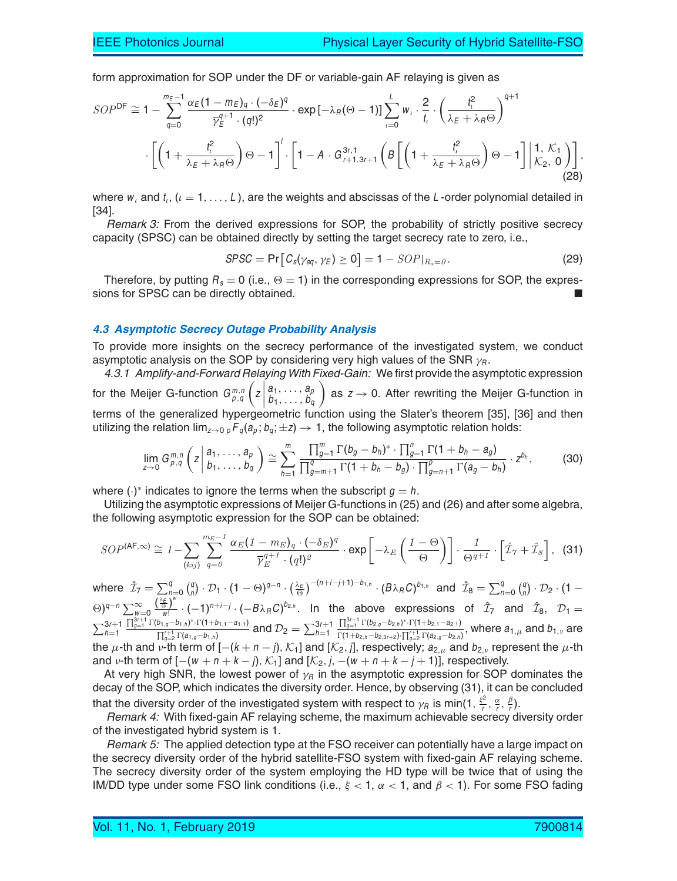form approximation for SOP under the DF or variable-gain AF relaying is given as

$$SOP^{\mathrm{DF}} \cong 1 - \sum_{q=0}^{m_E-1} \frac{\alpha_E(1-m_E)_q \cdot (-\delta_E)^q}{\overline{\gamma}_E^{q+1} \cdot (q!)^2} \cdot \exp\left[-\lambda_R(\Theta-1)\right] \sum_{\iota=0}^{L} w_\iota \cdot \frac{2}{t_\iota} \cdot \left(\frac{t_\iota^2}{\lambda_E+\lambda_R\Theta}\right)^{q+1}$$
$$\cdot \left[\left(1+\frac{t_\iota^2}{\lambda_E+\lambda_R\Theta}\right)\Theta - 1\right]^l \cdot \left[1 - A \cdot G_{r+1,3r+1}^{3r,1}\left(B\left[\left(1+\frac{t_\iota^2}{\lambda_E+\lambda_R\Theta}\right)\Theta-1\right]\middle| \begin{matrix}1,\,\mathcal{K}_1\\ \mathcal{K}_2,\,0\end{matrix}\right)\right], \tag{28}$$

where $w_\iota$ and $t_\iota$, $(\iota = 1, \ldots, L)$, are the weights and abscissas of the $L$-order polynomial detailed in [34].

*Remark 3:* From the derived expressions for SOP, the probability of strictly positive secrecy capacity (SPSC) can be obtained directly by setting the target secrecy rate to zero, i.e.,

$$SPSC = \Pr\left[C_s(\gamma_{eq}, \gamma_E) \geq 0\right] = 1 - SOP|_{R_s=0}. \tag{29}$$

Therefore, by putting $R_s = 0$ (i.e., $\Theta = 1$) in the corresponding expressions for SOP, the expressions for SPSC can be directly obtained. ■

### *4.3 Asymptotic Secrecy Outage Probability Analysis*

To provide more insights on the secrecy performance of the investigated system, we conduct asymptotic analysis on the SOP by considering very high values of the SNR $\gamma_R$.

*4.3.1 Amplify-and-Forward Relaying With Fixed-Gain:* We first provide the asymptotic expression for the Meijer G-function $G_{p,q}^{m,n}\left(z\middle|\begin{matrix}a_1,\ldots,a_p\\ b_1,\ldots,b_q\end{matrix}\right)$ as $z \to 0$. After rewriting the Meijer G-function in terms of the generalized hypergeometric function using the Slater's theorem [35], [36] and then utilizing the relation $\lim_{z\to 0} {}_pF_q(a_p; b_q; \pm z) \to 1$, the following asymptotic relation holds:

$$\lim_{z\to 0} G_{p,q}^{m,n}\left(z\middle|\begin{matrix}a_1,\ldots,a_p\\ b_1,\ldots,b_q\end{matrix}\right) \cong \sum_{h=1}^{m} \frac{\prod_{g=1}^{m}\Gamma(b_g-b_h)^* \cdot \prod_{g=1}^{n}\Gamma(1+b_h-a_g)}{\prod_{g=m+1}^{q}\Gamma(1+b_h-b_g)\cdot\prod_{g=n+1}^{p}\Gamma(a_g-b_h)} \cdot z^{b_h}, \tag{30}$$

where $(\cdot)^*$ indicates to ignore the terms when the subscript $g = h$.

Utilizing the asymptotic expressions of Meijer G-functions in (25) and (26) and after some algebra, the following asymptotic expression for the SOP can be obtained:

$$SOP^{(\mathrm{AF},\infty)} \cong 1 - \sum_{(kij)}\sum_{q=0}^{m_E-1} \frac{\alpha_E(1-m_E)_q\cdot(-\delta_E)^q}{\overline{\gamma}_E^{q+1}\cdot(q!)^2} \cdot \exp\left[-\lambda_E\left(\frac{1-\Theta}{\Theta}\right)\right] \cdot \frac{1}{\Theta^{q+1}} \cdot \left[\hat{\mathcal{I}}_7 + \hat{\mathcal{I}}_8\right], \tag{31}$$

where $\hat{\mathcal{I}}_7 = \sum_{n=0}^{q}\binom{q}{n}\cdot\mathcal{D}_1\cdot(1-\Theta)^{q-n}\cdot\left(\frac{\lambda_E}{\Theta}\right)^{-(n+i-j+1)-b_{1,h}}\cdot(B\lambda_R C)^{b_{1,h}}$ and $\hat{\mathcal{I}}_8 = \sum_{n=0}^{q}\binom{q}{n}\cdot\mathcal{D}_2\cdot(1-\Theta)^{q-n}\sum_{w=0}^{\infty}\frac{\left(\frac{\lambda_E}{\Theta}\right)^w}{w!}\cdot(-1)^{n+i-j}\cdot(-B\lambda_R C)^{b_{2,h}}$. In the above expressions of $\hat{\mathcal{I}}_7$ and $\hat{\mathcal{I}}_8$, $\mathcal{D}_1 = \sum_{h=1}^{3r+1}\frac{\prod_{g=1}^{3r+1}\Gamma(b_{1,g}-b_{1,h})^*\cdot\Gamma(1+b_{1,1}-a_{1,1})}{\prod_{g=2}^{r+1}\Gamma(a_{1,g}-b_{1,h})}$ and $\mathcal{D}_2 = \sum_{h=1}^{3r+1}\frac{\prod_{g=1}^{3r+1}\Gamma(b_{2,g}-b_{2,h})^*\cdot\Gamma(1+b_{2,1}-a_{2,1})}{\Gamma(1+b_{2,h}-b_{2,3r+2})\cdot\prod_{g=2}^{r+1}\Gamma(a_{2,g}-b_{2,h})}$, where $a_{1,\mu}$ and $b_{1,\nu}$ are the $\mu$-th and $\nu$-th term of $[-(k+n-j), \mathcal{K}_1]$ and $[\mathcal{K}_2, j]$, respectively; $a_{2,\mu}$ and $b_{2,\nu}$ represent the $\mu$-th and $\nu$-th term of $[-(w+n+k-j), \mathcal{K}_1]$ and $[\mathcal{K}_2, j, -(w+n+k-j+1)]$, respectively.

At very high SNR, the lowest power of $\gamma_R$ in the asymptotic expression for SOP dominates the decay of the SOP, which indicates the diversity order. Hence, by observing (31), it can be concluded that the diversity order of the investigated system with respect to $\gamma_R$ is $\min(1, \frac{\xi^2}{r}, \frac{\alpha}{r}, \frac{\beta}{r})$.

*Remark 4:* With fixed-gain AF relaying scheme, the maximum achievable secrecy diversity order of the investigated hybrid system is 1.

*Remark 5:* The applied detection type at the FSO receiver can potentially have a large impact on the secrecy diversity order of the hybrid satellite-FSO system with fixed-gain AF relaying scheme. The secrecy diversity order of the system employing the HD type will be twice that of using the IM/DD type under some FSO link conditions (i.e., $\xi < 1$, $\alpha < 1$, and $\beta < 1$). For some FSO fading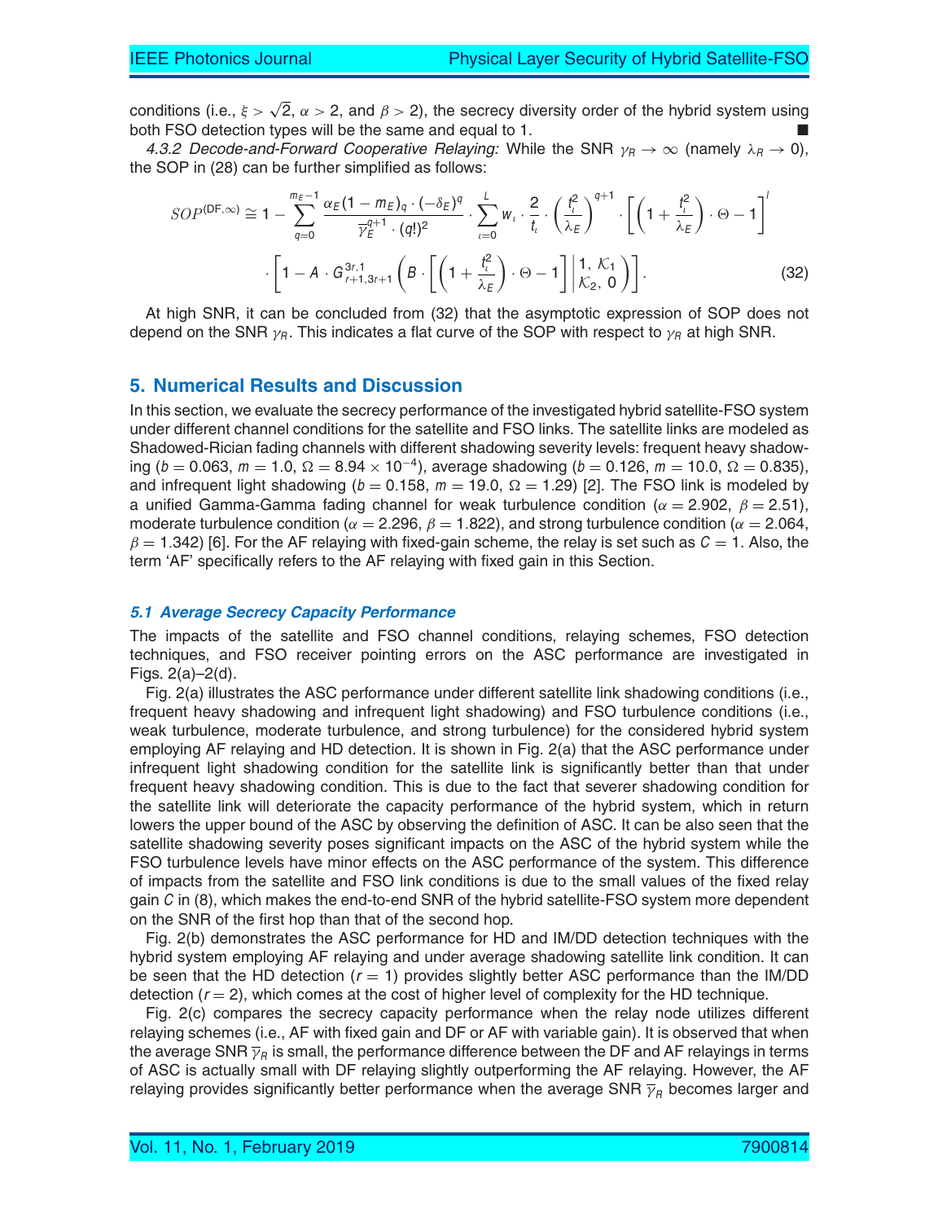conditions (i.e., $\xi > \sqrt{2}$, $\alpha > 2$, and $\beta > 2$), the secrecy diversity order of the hybrid system using both FSO detection types will be the same and equal to 1. ■

*4.3.2 Decode-and-Forward Cooperative Relaying:* While the SNR $\gamma_R \to \infty$ (namely $\lambda_R \to 0$), the SOP in (28) can be further simplified as follows:

$$SOP^{(\mathrm{DF},\infty)} \cong 1 - \sum_{q=0}^{m_E-1} \frac{\alpha_E (1-m_E)_q \cdot (-\delta_E)^q}{\overline{\gamma}_E^{q+1} \cdot (q!)^2} \cdot \sum_{\iota=0}^{L} w_\iota \cdot \frac{2}{t_\iota} \cdot \left(\frac{t_\iota^2}{\lambda_E}\right)^{q+1} \cdot \left[\left(1+\frac{t_\iota^2}{\lambda_E}\right)\cdot \Theta - 1\right]^l \cdot \left[1 - A \cdot G_{r+1,3r+1}^{3r,1}\left(B \cdot \left[\left(1+\frac{t_\iota^2}{\lambda_E}\right)\cdot\Theta - 1\right] \middle| \begin{matrix} 1,\, \mathcal{K}_1 \\ \mathcal{K}_2,\, 0 \end{matrix}\right)\right]. \tag{32}$$

At high SNR, it can be concluded from (32) that the asymptotic expression of SOP does not depend on the SNR $\gamma_R$. This indicates a flat curve of the SOP with respect to $\gamma_R$ at high SNR.

## 5. Numerical Results and Discussion

In this section, we evaluate the secrecy performance of the investigated hybrid satellite-FSO system under different channel conditions for the satellite and FSO links. The satellite links are modeled as Shadowed-Rician fading channels with different shadowing severity levels: frequent heavy shadowing ($b = 0.063$, $m = 1.0$, $\Omega = 8.94 \times 10^{-4}$), average shadowing ($b = 0.126$, $m = 10.0$, $\Omega = 0.835$), and infrequent light shadowing ($b = 0.158$, $m = 19.0$, $\Omega = 1.29$) [2]. The FSO link is modeled by a unified Gamma-Gamma fading channel for weak turbulence condition ($\alpha = 2.902$, $\beta = 2.51$), moderate turbulence condition ($\alpha = 2.296$, $\beta = 1.822$), and strong turbulence condition ($\alpha = 2.064$, $\beta = 1.342$) [6]. For the AF relaying with fixed-gain scheme, the relay is set such as $C = 1$. Also, the term 'AF' specifically refers to the AF relaying with fixed gain in this Section.

### *5.1 Average Secrecy Capacity Performance*

The impacts of the satellite and FSO channel conditions, relaying schemes, FSO detection techniques, and FSO receiver pointing errors on the ASC performance are investigated in Figs. 2(a)–2(d).

Fig. 2(a) illustrates the ASC performance under different satellite link shadowing conditions (i.e., frequent heavy shadowing and infrequent light shadowing) and FSO turbulence conditions (i.e., weak turbulence, moderate turbulence, and strong turbulence) for the considered hybrid system employing AF relaying and HD detection. It is shown in Fig. 2(a) that the ASC performance under infrequent light shadowing condition for the satellite link is significantly better than that under frequent heavy shadowing condition. This is due to the fact that severer shadowing condition for the satellite link will deteriorate the capacity performance of the hybrid system, which in return lowers the upper bound of the ASC by observing the definition of ASC. It can be also seen that the satellite shadowing severity poses significant impacts on the ASC of the hybrid system while the FSO turbulence levels have minor effects on the ASC performance of the system. This difference of impacts from the satellite and FSO link conditions is due to the small values of the fixed relay gain $C$ in (8), which makes the end-to-end SNR of the hybrid satellite-FSO system more dependent on the SNR of the first hop than that of the second hop.

Fig. 2(b) demonstrates the ASC performance for HD and IM/DD detection techniques with the hybrid system employing AF relaying and under average shadowing satellite link condition. It can be seen that the HD detection ($r = 1$) provides slightly better ASC performance than the IM/DD detection ($r = 2$), which comes at the cost of higher level of complexity for the HD technique.

Fig. 2(c) compares the secrecy capacity performance when the relay node utilizes different relaying schemes (i.e., AF with fixed gain and DF or AF with variable gain). It is observed that when the average SNR $\overline{\gamma}_R$ is small, the performance difference between the DF and AF relayings in terms of ASC is actually small with DF relaying slightly outperforming the AF relaying. However, the AF relaying provides significantly better performance when the average SNR $\overline{\gamma}_R$ becomes larger and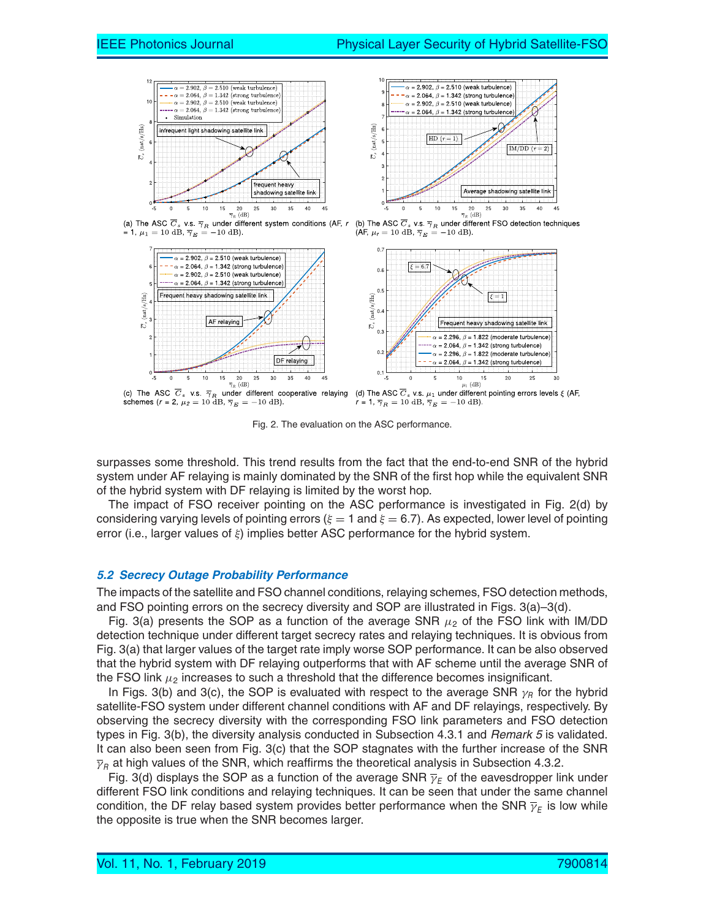(a) The ASC $\overline{C}_s$ v.s. $\overline{\gamma}_R$ under different system conditions (AF, $r$ = 1, $\mu_1 = 10$ dB, $\overline{\gamma}_E = -10$ dB).

(b) The ASC $\overline{C}_s$ v.s. $\overline{\gamma}_R$ under different FSO detection techniques (AF, $\mu_r = 10$ dB, $\overline{\gamma}_E = -10$ dB).

(c) The ASC $\overline{C}_s$ v.s. $\overline{\gamma}_R$ under different cooperative relaying schemes ($r$ = 2, $\mu_2 = 10$ dB, $\overline{\gamma}_E = -10$ dB).

(d) The ASC $\overline{C}_s$ v.s. $\mu_1$ under different pointing errors levels $\xi$ (AF, $r$ = 1, $\overline{\gamma}_R = 10$ dB, $\overline{\gamma}_E = -10$ dB).

Fig. 2. The evaluation on the ASC performance.

surpasses some threshold. This trend results from the fact that the end-to-end SNR of the hybrid system under AF relaying is mainly dominated by the SNR of the first hop while the equivalent SNR of the hybrid system with DF relaying is limited by the worst hop.

The impact of FSO receiver pointing on the ASC performance is investigated in Fig. 2(d) by considering varying levels of pointing errors ($\xi = 1$ and $\xi = 6.7$). As expected, lower level of pointing error (i.e., larger values of $\xi$) implies better ASC performance for the hybrid system.

### 5.2 Secrecy Outage Probability Performance

The impacts of the satellite and FSO channel conditions, relaying schemes, FSO detection methods, and FSO pointing errors on the secrecy diversity and SOP are illustrated in Figs. 3(a)–3(d).

Fig. 3(a) presents the SOP as a function of the average SNR $\mu_2$ of the FSO link with IM/DD detection technique under different target secrecy rates and relaying techniques. It is obvious from Fig. 3(a) that larger values of the target rate imply worse SOP performance. It can be also observed that the hybrid system with DF relaying outperforms that with AF scheme until the average SNR of the FSO link $\mu_2$ increases to such a threshold that the difference becomes insignificant.

In Figs. 3(b) and 3(c), the SOP is evaluated with respect to the average SNR $\gamma_R$ for the hybrid satellite-FSO system under different channel conditions with AF and DF relayings, respectively. By observing the secrecy diversity with the corresponding FSO link parameters and FSO detection types in Fig. 3(b), the diversity analysis conducted in Subsection 4.3.1 and *Remark 5* is validated. It can also been seen from Fig. 3(c) that the SOP stagnates with the further increase of the SNR $\overline{\gamma}_R$ at high values of the SNR, which reaffirms the theoretical analysis in Subsection 4.3.2.

Fig. 3(d) displays the SOP as a function of the average SNR $\overline{\gamma}_E$ of the eavesdropper link under different FSO link conditions and relaying techniques. It can be seen that under the same channel condition, the DF relay based system provides better performance when the SNR $\overline{\gamma}_E$ is low while the opposite is true when the SNR becomes larger.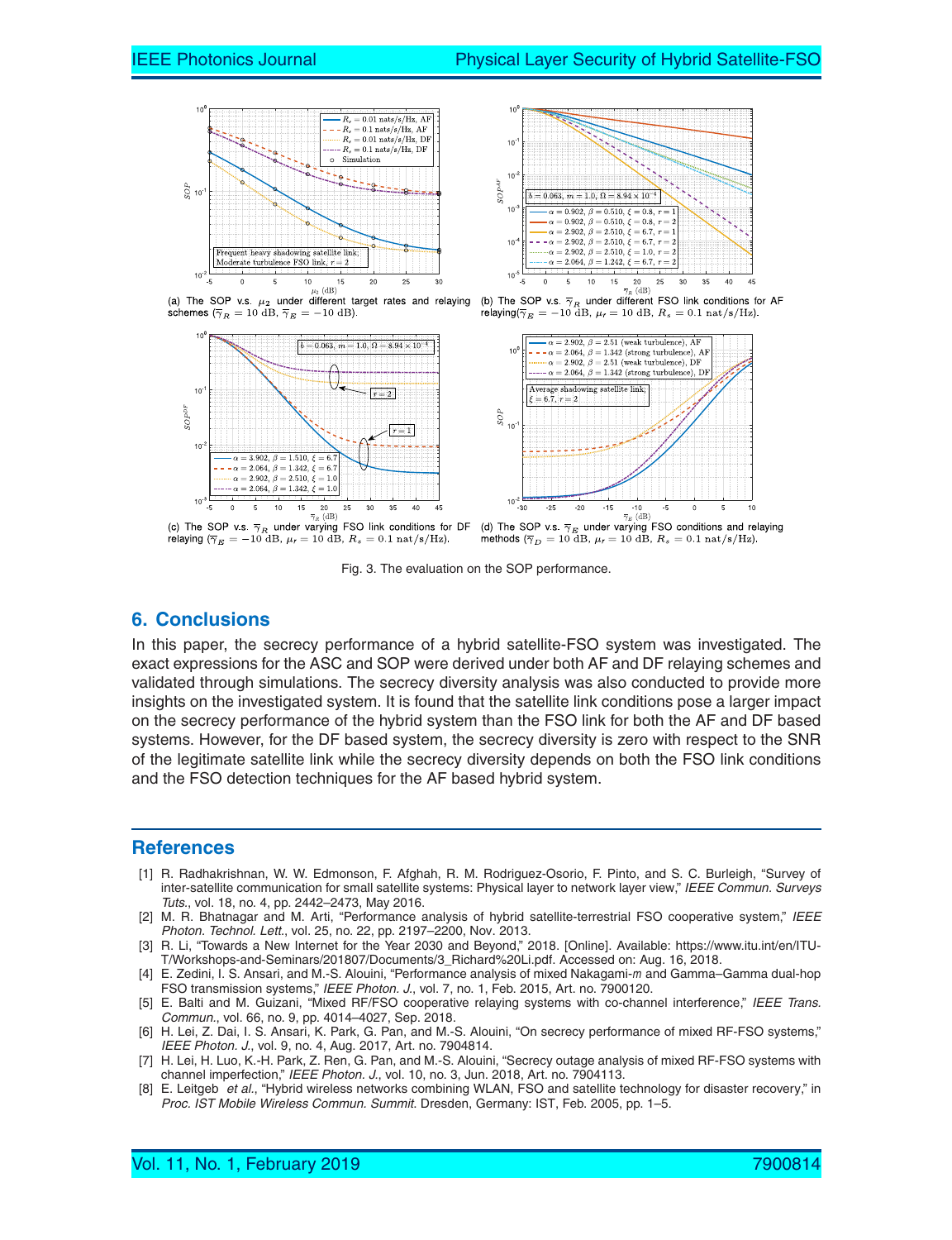(a) The SOP v.s. $\mu_2$ under different target rates and relaying schemes ($\overline{\gamma}_R = 10$ dB, $\overline{\gamma}_E = -10$ dB).

(b) The SOP v.s. $\overline{\gamma}_R$ under different FSO link conditions for AF relaying($\overline{\gamma}_E = -10$ dB, $\mu_r = 10$ dB, $R_s = 0.1$ nat/s/Hz).

(c) The SOP v.s. $\overline{\gamma}_R$ under varying FSO link conditions for DF relaying ($\overline{\gamma}_E = -10$ dB, $\mu_r = 10$ dB, $R_s = 0.1$ nat/s/Hz).

(d) The SOP v.s. $\overline{\gamma}_E$ under varying FSO conditions and relaying methods ($\overline{\gamma}_D = 10$ dB, $\mu_r = 10$ dB, $R_s = 0.1$ nat/s/Hz).

Fig. 3. The evaluation on the SOP performance.

## 6. Conclusions

In this paper, the secrecy performance of a hybrid satellite-FSO system was investigated. The exact expressions for the ASC and SOP were derived under both AF and DF relaying schemes and validated through simulations. The secrecy diversity analysis was also conducted to provide more insights on the investigated system. It is found that the satellite link conditions pose a larger impact on the secrecy performance of the hybrid system than the FSO link for both the AF and DF based systems. However, for the DF based system, the secrecy diversity is zero with respect to the SNR of the legitimate satellite link while the secrecy diversity depends on both the FSO link conditions and the FSO detection techniques for the AF based hybrid system.

## References

[1] R. Radhakrishnan, W. W. Edmonson, F. Afghah, R. M. Rodriguez-Osorio, F. Pinto, and S. C. Burleigh, "Survey of inter-satellite communication for small satellite systems: Physical layer to network layer view," *IEEE Commun. Surveys Tuts.*, vol. 18, no. 4, pp. 2442–2473, May 2016.

[2] M. R. Bhatnagar and M. Arti, "Performance analysis of hybrid satellite-terrestrial FSO cooperative system," *IEEE Photon. Technol. Lett.*, vol. 25, no. 22, pp. 2197–2200, Nov. 2013.

[3] R. Li, "Towards a New Internet for the Year 2030 and Beyond," 2018. [Online]. Available: https://www.itu.int/en/ITU-T/Workshops-and-Seminars/201807/Documents/3_Richard%20Li.pdf. Accessed on: Aug. 16, 2018.

[4] E. Zedini, I. S. Ansari, and M.-S. Alouini, "Performance analysis of mixed Nakagami-*m* and Gamma–Gamma dual-hop FSO transmission systems," *IEEE Photon. J.*, vol. 7, no. 1, Feb. 2015, Art. no. 7900120.

[5] E. Balti and M. Guizani, "Mixed RF/FSO cooperative relaying systems with co-channel interference," *IEEE Trans. Commun.*, vol. 66, no. 9, pp. 4014–4027, Sep. 2018.

[6] H. Lei, Z. Dai, I. S. Ansari, K. Park, G. Pan, and M.-S. Alouini, "On secrecy performance of mixed RF-FSO systems," *IEEE Photon. J.*, vol. 9, no. 4, Aug. 2017, Art. no. 7904814.

[7] H. Lei, H. Luo, K.-H. Park, Z. Ren, G. Pan, and M.-S. Alouini, "Secrecy outage analysis of mixed RF-FSO systems with channel imperfection," *IEEE Photon. J.*, vol. 10, no. 3, Jun. 2018, Art. no. 7904113.

[8] E. Leitgeb *et al.*, "Hybrid wireless networks combining WLAN, FSO and satellite technology for disaster recovery," in *Proc. IST Mobile Wireless Commun. Summit.* Dresden, Germany: IST, Feb. 2005, pp. 1–5.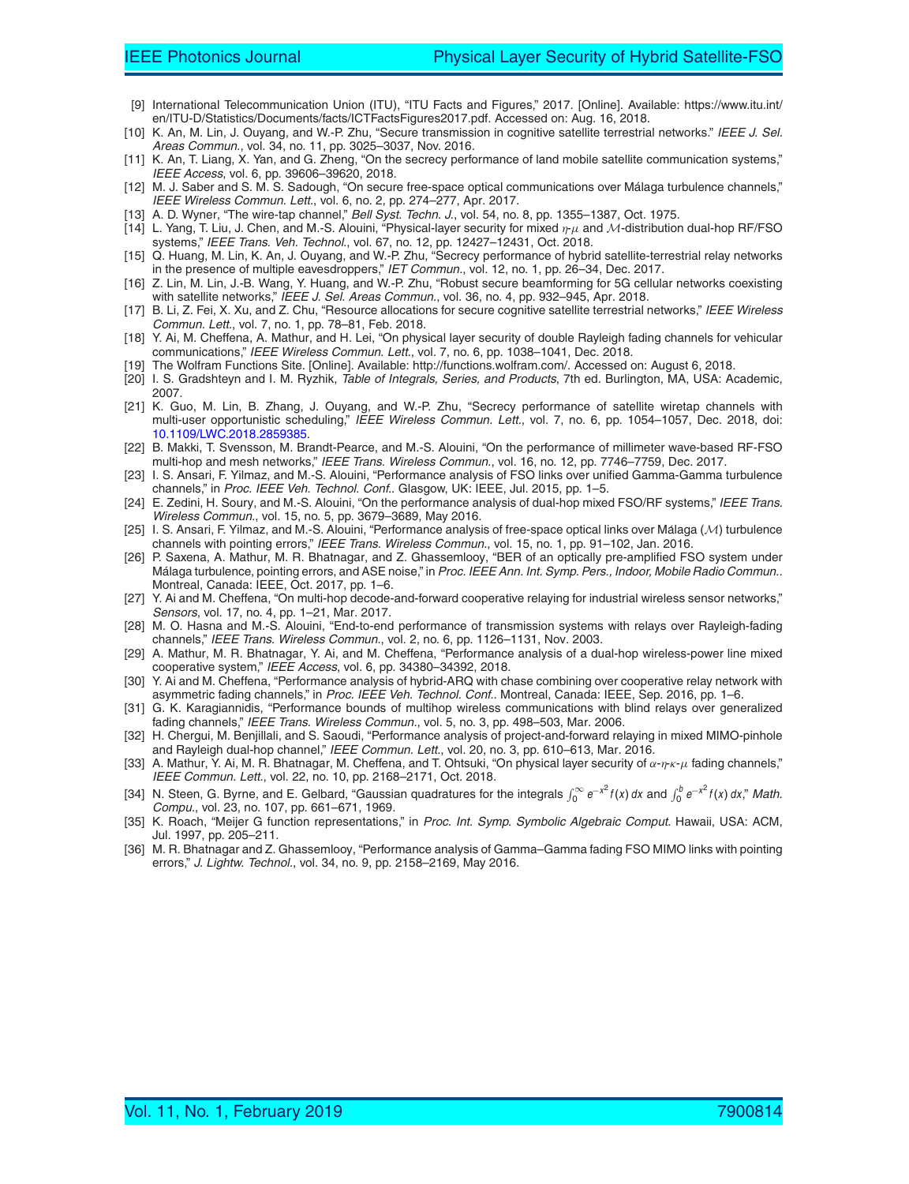[9] International Telecommunication Union (ITU), "ITU Facts and Figures," 2017. [Online]. Available: https://www.itu.int/en/ITU-D/Statistics/Documents/facts/ICTFactsFigures2017.pdf. Accessed on: Aug. 16, 2018.

[10] K. An, M. Lin, J. Ouyang, and W.-P. Zhu, "Secure transmission in cognitive satellite terrestrial networks." *IEEE J. Sel. Areas Commun.*, vol. 34, no. 11, pp. 3025–3037, Nov. 2016.

[11] K. An, T. Liang, X. Yan, and G. Zheng, "On the secrecy performance of land mobile satellite communication systems," *IEEE Access*, vol. 6, pp. 39606–39620, 2018.

[12] M. J. Saber and S. M. S. Sadough, "On secure free-space optical communications over Málaga turbulence channels," *IEEE Wireless Commun. Lett.*, vol. 6, no. 2, pp. 274–277, Apr. 2017.

[13] A. D. Wyner, "The wire-tap channel," *Bell Syst. Techn. J.*, vol. 54, no. 8, pp. 1355–1387, Oct. 1975.

[14] L. Yang, T. Liu, J. Chen, and M.-S. Alouini, "Physical-layer security for mixed $\eta$-$\mu$ and $\mathcal{M}$-distribution dual-hop RF/FSO systems," *IEEE Trans. Veh. Technol.*, vol. 67, no. 12, pp. 12427–12431, Oct. 2018.

[15] Q. Huang, M. Lin, K. An, J. Ouyang, and W.-P. Zhu, "Secrecy performance of hybrid satellite-terrestrial relay networks in the presence of multiple eavesdroppers," *IET Commun.*, vol. 12, no. 1, pp. 26–34, Dec. 2017.

[16] Z. Lin, M. Lin, J.-B. Wang, Y. Huang, and W.-P. Zhu, "Robust secure beamforming for 5G cellular networks coexisting with satellite networks," *IEEE J. Sel. Areas Commun.*, vol. 36, no. 4, pp. 932–945, Apr. 2018.

[17] B. Li, Z. Fei, X. Xu, and Z. Chu, "Resource allocations for secure cognitive satellite terrestrial networks," *IEEE Wireless Commun. Lett.*, vol. 7, no. 1, pp. 78–81, Feb. 2018.

[18] Y. Ai, M. Cheffena, A. Mathur, and H. Lei, "On physical layer security of double Rayleigh fading channels for vehicular communications," *IEEE Wireless Commun. Lett.*, vol. 7, no. 6, pp. 1038–1041, Dec. 2018.

[19] The Wolfram Functions Site. [Online]. Available: http://functions.wolfram.com/. Accessed on: August 6, 2018.

[20] I. S. Gradshteyn and I. M. Ryzhik, *Table of Integrals, Series, and Products*, 7th ed. Burlington, MA, USA: Academic, 2007.

[21] K. Guo, M. Lin, B. Zhang, J. Ouyang, and W.-P. Zhu, "Secrecy performance of satellite wiretap channels with multi-user opportunistic scheduling," *IEEE Wireless Commun. Lett.*, vol. 7, no. 6, pp. 1054–1057, Dec. 2018, doi: 10.1109/LWC.2018.2859385.

[22] B. Makki, T. Svensson, M. Brandt-Pearce, and M.-S. Alouini, "On the performance of millimeter wave-based RF-FSO multi-hop and mesh networks," *IEEE Trans. Wireless Commun.*, vol. 16, no. 12, pp. 7746–7759, Dec. 2017.

[23] I. S. Ansari, F. Yilmaz, and M.-S. Alouini, "Performance analysis of FSO links over unified Gamma-Gamma turbulence channels," in *Proc. IEEE Veh. Technol. Conf.*. Glasgow, UK: IEEE, Jul. 2015, pp. 1–5.

[24] E. Zedini, H. Soury, and M.-S. Alouini, "On the performance analysis of dual-hop mixed FSO/RF systems," *IEEE Trans. Wireless Commun.*, vol. 15, no. 5, pp. 3679–3689, May 2016.

[25] I. S. Ansari, F. Yilmaz, and M.-S. Alouini, "Performance analysis of free-space optical links over Málaga ($\mathcal{M}$) turbulence channels with pointing errors," *IEEE Trans. Wireless Commun.*, vol. 15, no. 1, pp. 91–102, Jan. 2016.

[26] P. Saxena, A. Mathur, M. R. Bhatnagar, and Z. Ghassemlooy, "BER of an optically pre-amplified FSO system under Málaga turbulence, pointing errors, and ASE noise," in *Proc. IEEE Ann. Int. Symp. Pers., Indoor, Mobile Radio Commun.*. Montreal, Canada: IEEE, Oct. 2017, pp. 1–6.

[27] Y. Ai and M. Cheffena, "On multi-hop decode-and-forward cooperative relaying for industrial wireless sensor networks," *Sensors*, vol. 17, no. 4, pp. 1–21, Mar. 2017.

[28] M. O. Hasna and M.-S. Alouini, "End-to-end performance of transmission systems with relays over Rayleigh-fading channels," *IEEE Trans. Wireless Commun.*, vol. 2, no. 6, pp. 1126–1131, Nov. 2003.

[29] A. Mathur, M. R. Bhatnagar, Y. Ai, and M. Cheffena, "Performance analysis of a dual-hop wireless-power line mixed cooperative system," *IEEE Access*, vol. 6, pp. 34380–34392, 2018.

[30] Y. Ai and M. Cheffena, "Performance analysis of hybrid-ARQ with chase combining over cooperative relay network with asymmetric fading channels," in *Proc. IEEE Veh. Technol. Conf.*. Montreal, Canada: IEEE, Sep. 2016, pp. 1–6.

[31] G. K. Karagiannidis, "Performance bounds of multihop wireless communications with blind relays over generalized fading channels," *IEEE Trans. Wireless Commun.*, vol. 5, no. 3, pp. 498–503, Mar. 2006.

[32] H. Chergui, M. Benjillali, and S. Saoudi, "Performance analysis of project-and-forward relaying in mixed MIMO-pinhole and Rayleigh dual-hop channel," *IEEE Commun. Lett.*, vol. 20, no. 3, pp. 610–613, Mar. 2016.

[33] A. Mathur, Y. Ai, M. R. Bhatnagar, M. Cheffena, and T. Ohtsuki, "On physical layer security of $\alpha$-$\eta$-$\kappa$-$\mu$ fading channels," *IEEE Commun. Lett.*, vol. 22, no. 10, pp. 2168–2171, Oct. 2018.

[34] N. Steen, G. Byrne, and E. Gelbard, "Gaussian quadratures for the integrals $\int_0^\infty e^{-x^2} f(x)\,dx$ and $\int_0^b e^{-x^2} f(x)\,dx$," *Math. Compu.*, vol. 23, no. 107, pp. 661–671, 1969.

[35] K. Roach, "Meijer G function representations," in *Proc. Int. Symp. Symbolic Algebraic Comput.* Hawaii, USA: ACM, Jul. 1997, pp. 205–211.

[36] M. R. Bhatnagar and Z. Ghassemlooy, "Performance analysis of Gamma–Gamma fading FSO MIMO links with pointing errors," *J. Lightw. Technol.*, vol. 34, no. 9, pp. 2158–2169, May 2016.